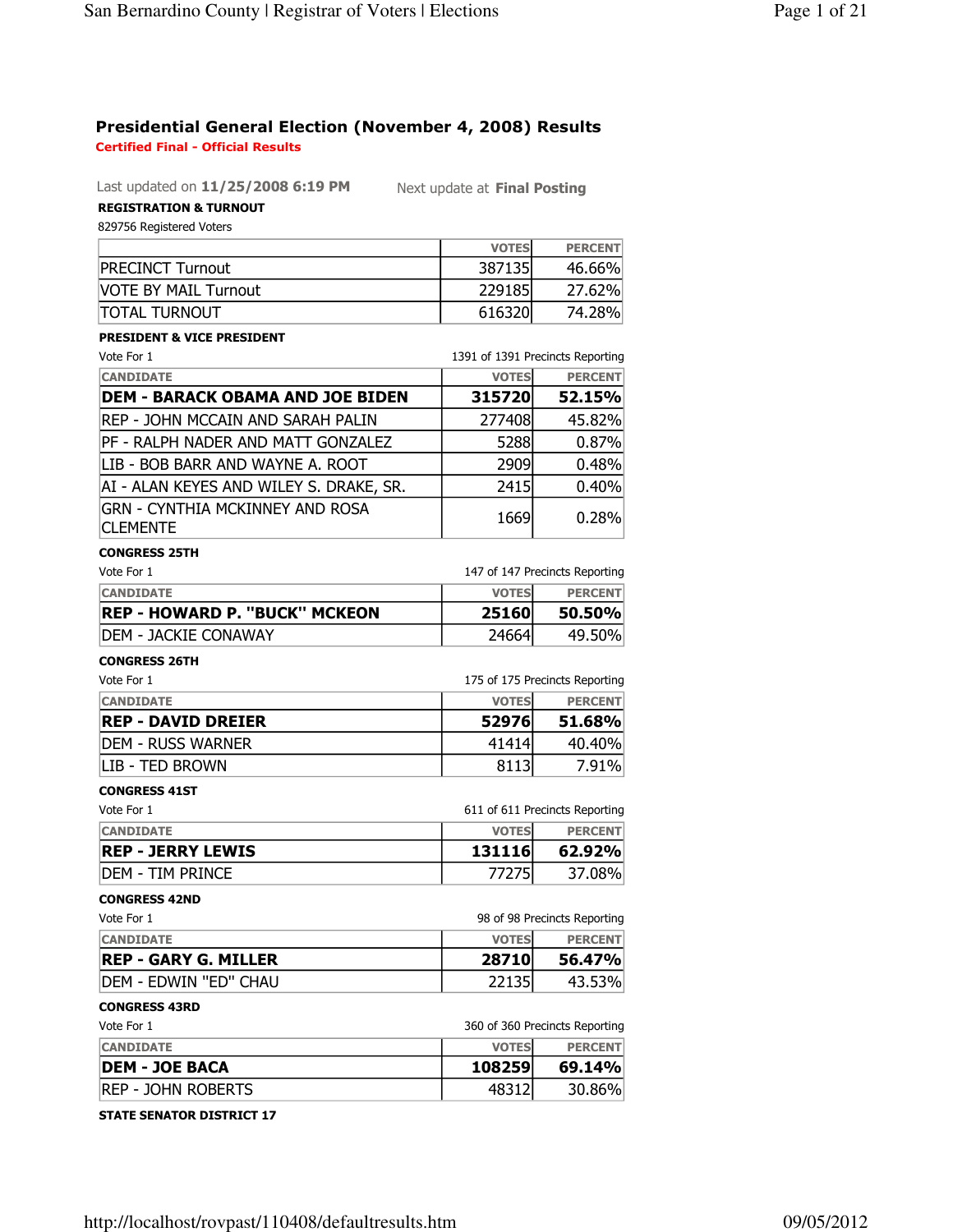# Presidential General Election (November 4, 2008) Results

**Certified Final - Official Results**

Last updated on **11/25/2008 6:19 PM** Next update at **Final Posting**

### REGISTRATION & TURNOUT

829756 Registered Voters

| | VOTES | PERCENT |
|---|---|---|
| PRECINCT Turnout | 387135 | 46.66% |
| VOTE BY MAIL Turnout | 229185 | 27.62% |
| TOTAL TURNOUT | 616320 | 74.28% |

### PRESIDENT & VICE PRESIDENT

Vote For 1 — 1391 of 1391 Precincts Reporting

| CANDIDATE | VOTES | PERCENT |
|---|---|---|
| **DEM - BARACK OBAMA AND JOE BIDEN** | **315720** | **52.15%** |
| REP - JOHN MCCAIN AND SARAH PALIN | 277408 | 45.82% |
| PF - RALPH NADER AND MATT GONZALEZ | 5288 | 0.87% |
| LIB - BOB BARR AND WAYNE A. ROOT | 2909 | 0.48% |
| AI - ALAN KEYES AND WILEY S. DRAKE, SR. | 2415 | 0.40% |
| GRN - CYNTHIA MCKINNEY AND ROSA CLEMENTE | 1669 | 0.28% |

### CONGRESS 25TH

Vote For 1 — 147 of 147 Precincts Reporting

| CANDIDATE | VOTES | PERCENT |
|---|---|---|
| **REP - HOWARD P. "BUCK" MCKEON** | **25160** | **50.50%** |
| DEM - JACKIE CONAWAY | 24664 | 49.50% |

### CONGRESS 26TH

Vote For 1 — 175 of 175 Precincts Reporting

| CANDIDATE | VOTES | PERCENT |
|---|---|---|
| **REP - DAVID DREIER** | **52976** | **51.68%** |
| DEM - RUSS WARNER | 41414 | 40.40% |
| LIB - TED BROWN | 8113 | 7.91% |

### CONGRESS 41ST

Vote For 1 — 611 of 611 Precincts Reporting

| CANDIDATE | VOTES | PERCENT |
|---|---|---|
| **REP - JERRY LEWIS** | **131116** | **62.92%** |
| DEM - TIM PRINCE | 77275 | 37.08% |

### CONGRESS 42ND

Vote For 1 — 98 of 98 Precincts Reporting

| CANDIDATE | VOTES | PERCENT |
|---|---|---|
| **REP - GARY G. MILLER** | **28710** | **56.47%** |
| DEM - EDWIN "ED" CHAU | 22135 | 43.53% |

### CONGRESS 43RD

Vote For 1 — 360 of 360 Precincts Reporting

| CANDIDATE | VOTES | PERCENT |
|---|---|---|
| **DEM - JOE BACA** | **108259** | **69.14%** |
| REP - JOHN ROBERTS | 48312 | 30.86% |

### STATE SENATOR DISTRICT 17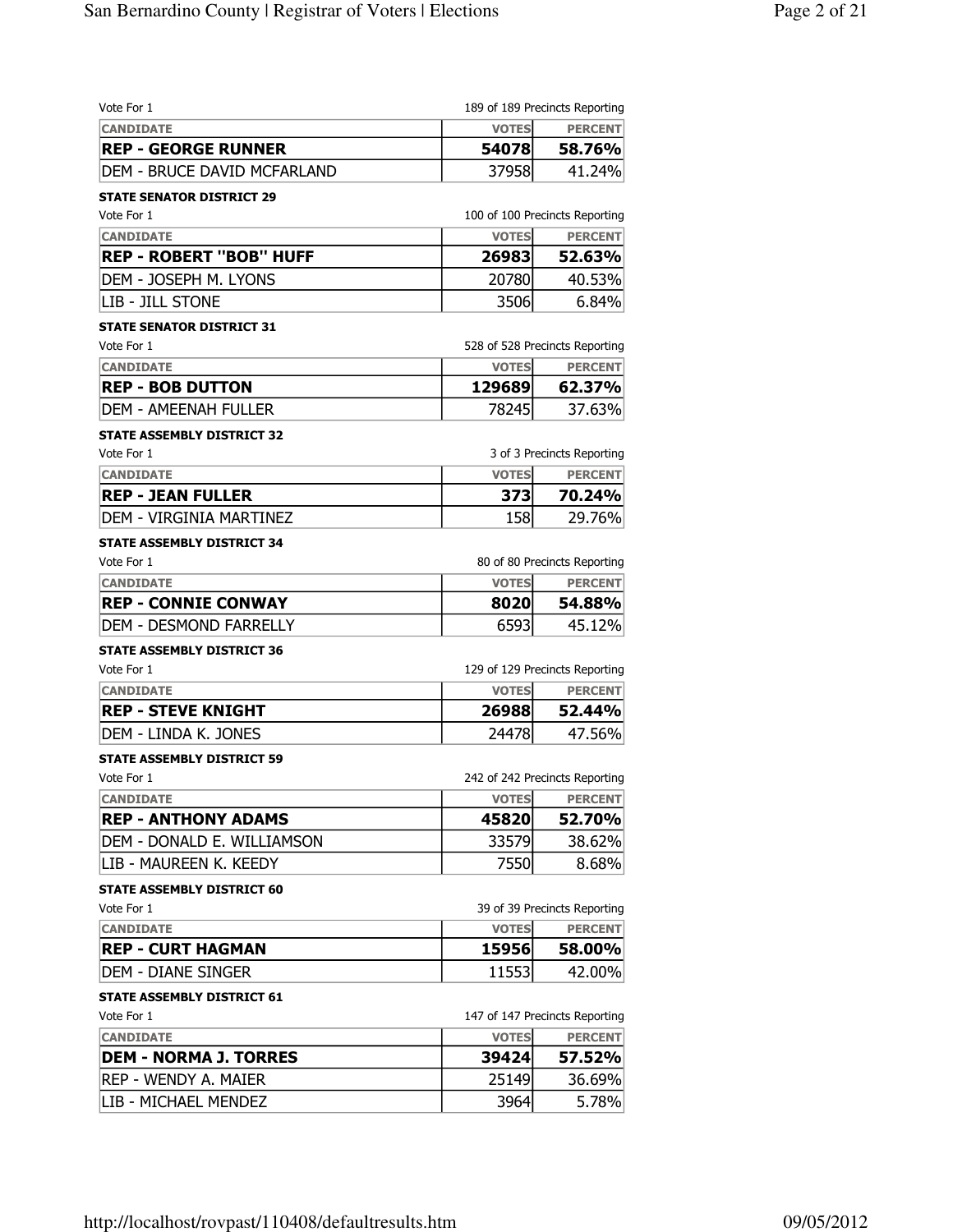Vote For 1 — 189 of 189 Precincts Reporting

| CANDIDATE | VOTES | PERCENT |
|---|---|---|
| **REP - GEORGE RUNNER** | **54078** | **58.76%** |
| DEM - BRUCE DAVID MCFARLAND | 37958 | 41.24% |

### STATE SENATOR DISTRICT 29

Vote For 1 — 100 of 100 Precincts Reporting

| CANDIDATE | VOTES | PERCENT |
|---|---|---|
| **REP - ROBERT "BOB" HUFF** | **26983** | **52.63%** |
| DEM - JOSEPH M. LYONS | 20780 | 40.53% |
| LIB - JILL STONE | 3506 | 6.84% |

### STATE SENATOR DISTRICT 31

Vote For 1 — 528 of 528 Precincts Reporting

| CANDIDATE | VOTES | PERCENT |
|---|---|---|
| **REP - BOB DUTTON** | **129689** | **62.37%** |
| DEM - AMEENAH FULLER | 78245 | 37.63% |

### STATE ASSEMBLY DISTRICT 32

Vote For 1 — 3 of 3 Precincts Reporting

| CANDIDATE | VOTES | PERCENT |
|---|---|---|
| **REP - JEAN FULLER** | **373** | **70.24%** |
| DEM - VIRGINIA MARTINEZ | 158 | 29.76% |

### STATE ASSEMBLY DISTRICT 34

Vote For 1 — 80 of 80 Precincts Reporting

| CANDIDATE | VOTES | PERCENT |
|---|---|---|
| **REP - CONNIE CONWAY** | **8020** | **54.88%** |
| DEM - DESMOND FARRELLY | 6593 | 45.12% |

### STATE ASSEMBLY DISTRICT 36

Vote For 1 — 129 of 129 Precincts Reporting

| CANDIDATE | VOTES | PERCENT |
|---|---|---|
| **REP - STEVE KNIGHT** | **26988** | **52.44%** |
| DEM - LINDA K. JONES | 24478 | 47.56% |

### STATE ASSEMBLY DISTRICT 59

Vote For 1 — 242 of 242 Precincts Reporting

| CANDIDATE | VOTES | PERCENT |
|---|---|---|
| **REP - ANTHONY ADAMS** | **45820** | **52.70%** |
| DEM - DONALD E. WILLIAMSON | 33579 | 38.62% |
| LIB - MAUREEN K. KEEDY | 7550 | 8.68% |

### STATE ASSEMBLY DISTRICT 60

Vote For 1 — 39 of 39 Precincts Reporting

| CANDIDATE | VOTES | PERCENT |
|---|---|---|
| **REP - CURT HAGMAN** | **15956** | **58.00%** |
| DEM - DIANE SINGER | 11553 | 42.00% |

### STATE ASSEMBLY DISTRICT 61

Vote For 1 — 147 of 147 Precincts Reporting

| CANDIDATE | VOTES | PERCENT |
|---|---|---|
| **DEM - NORMA J. TORRES** | **39424** | **57.52%** |
| REP - WENDY A. MAIER | 25149 | 36.69% |
| LIB - MICHAEL MENDEZ | 3964 | 5.78% |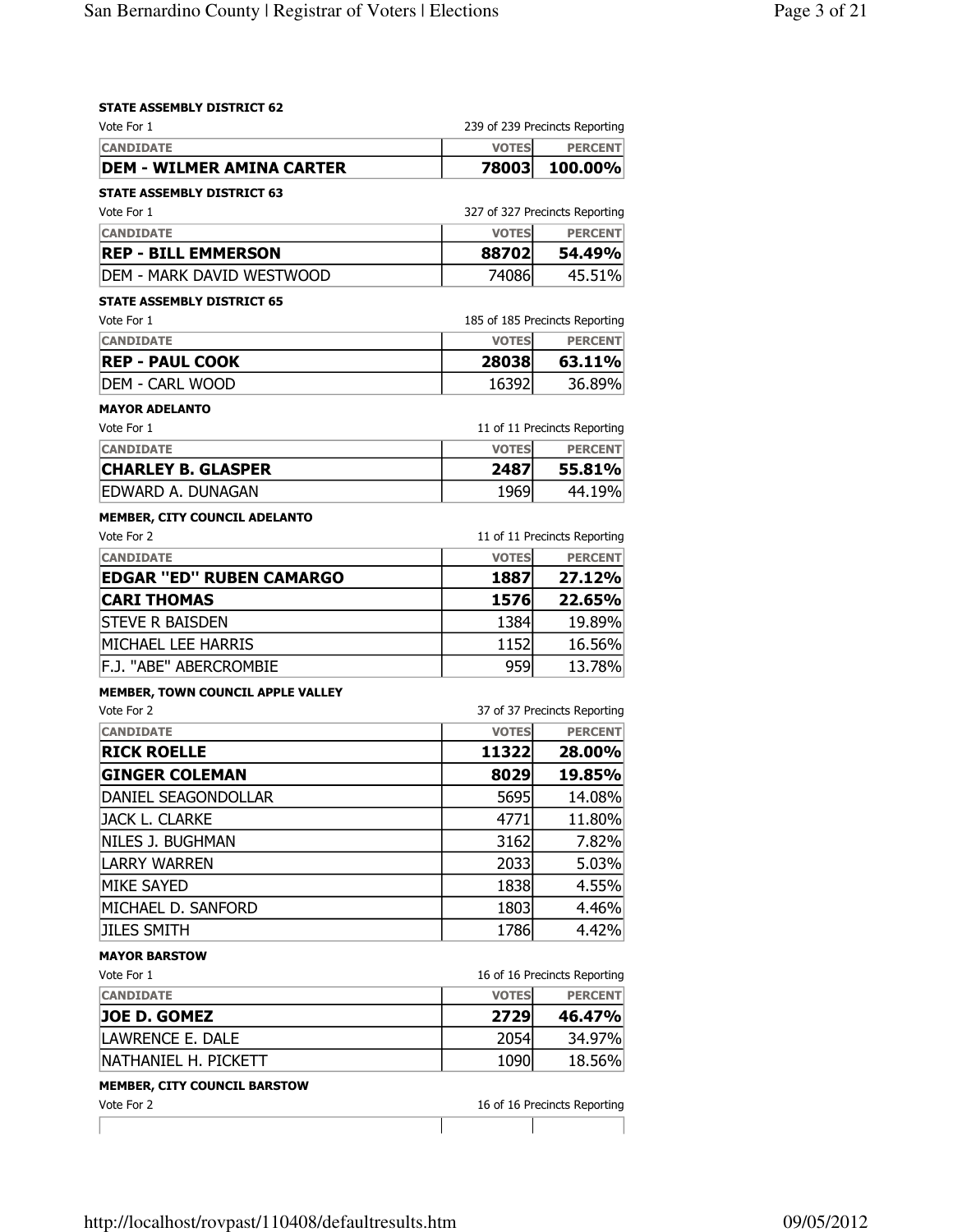**STATE ASSEMBLY DISTRICT 62**

Vote For 1 — 239 of 239 Precincts Reporting

| CANDIDATE | VOTES | PERCENT |
|---|---|---|
| **DEM - WILMER AMINA CARTER** | **78003** | **100.00%** |

**STATE ASSEMBLY DISTRICT 63**

Vote For 1 — 327 of 327 Precincts Reporting

| CANDIDATE | VOTES | PERCENT |
|---|---|---|
| **REP - BILL EMMERSON** | **88702** | **54.49%** |
| DEM - MARK DAVID WESTWOOD | 74086 | 45.51% |

**STATE ASSEMBLY DISTRICT 65**

Vote For 1 — 185 of 185 Precincts Reporting

| CANDIDATE | VOTES | PERCENT |
|---|---|---|
| **REP - PAUL COOK** | **28038** | **63.11%** |
| DEM - CARL WOOD | 16392 | 36.89% |

**MAYOR ADELANTO**

Vote For 1 — 11 of 11 Precincts Reporting

| CANDIDATE | VOTES | PERCENT |
|---|---|---|
| **CHARLEY B. GLASPER** | **2487** | **55.81%** |
| EDWARD A. DUNAGAN | 1969 | 44.19% |

**MEMBER, CITY COUNCIL ADELANTO**

Vote For 2 — 11 of 11 Precincts Reporting

| CANDIDATE | VOTES | PERCENT |
|---|---|---|
| **EDGAR "ED" RUBEN CAMARGO** | **1887** | **27.12%** |
| **CARI THOMAS** | **1576** | **22.65%** |
| STEVE R BAISDEN | 1384 | 19.89% |
| MICHAEL LEE HARRIS | 1152 | 16.56% |
| F.J. "ABE" ABERCROMBIE | 959 | 13.78% |

**MEMBER, TOWN COUNCIL APPLE VALLEY**

Vote For 2 — 37 of 37 Precincts Reporting

| CANDIDATE | VOTES | PERCENT |
|---|---|---|
| **RICK ROELLE** | **11322** | **28.00%** |
| **GINGER COLEMAN** | **8029** | **19.85%** |
| DANIEL SEAGONDOLLAR | 5695 | 14.08% |
| JACK L. CLARKE | 4771 | 11.80% |
| NILES J. BUGHMAN | 3162 | 7.82% |
| LARRY WARREN | 2033 | 5.03% |
| MIKE SAYED | 1838 | 4.55% |
| MICHAEL D. SANFORD | 1803 | 4.46% |
| JILES SMITH | 1786 | 4.42% |

**MAYOR BARSTOW**

Vote For 1 — 16 of 16 Precincts Reporting

| CANDIDATE | VOTES | PERCENT |
|---|---|---|
| **JOE D. GOMEZ** | **2729** | **46.47%** |
| LAWRENCE E. DALE | 2054 | 34.97% |
| NATHANIEL H. PICKETT | 1090 | 18.56% |

**MEMBER, CITY COUNCIL BARSTOW**

Vote For 2 — 16 of 16 Precincts Reporting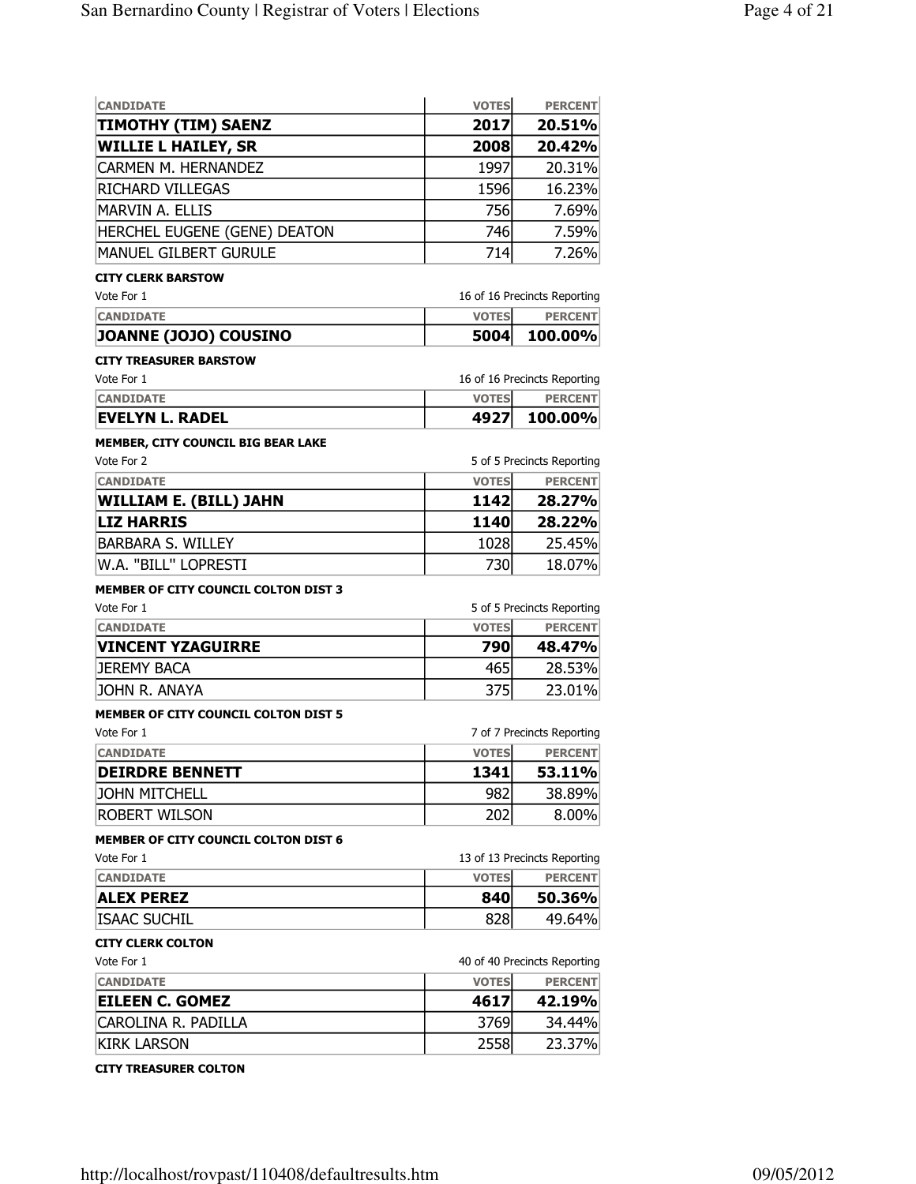| CANDIDATE | VOTES | PERCENT |
|---|---|---|
| **TIMOTHY (TIM) SAENZ** | **2017** | **20.51%** |
| **WILLIE L HAILEY, SR** | **2008** | **20.42%** |
| CARMEN M. HERNANDEZ | 1997 | 20.31% |
| RICHARD VILLEGAS | 1596 | 16.23% |
| MARVIN A. ELLIS | 756 | 7.69% |
| HERCHEL EUGENE (GENE) DEATON | 746 | 7.59% |
| MANUEL GILBERT GURULE | 714 | 7.26% |

**CITY CLERK BARSTOW**

Vote For 1 — 16 of 16 Precincts Reporting

| CANDIDATE | VOTES | PERCENT |
|---|---|---|
| **JOANNE (JOJO) COUSINO** | **5004** | **100.00%** |

**CITY TREASURER BARSTOW**

Vote For 1 — 16 of 16 Precincts Reporting

| CANDIDATE | VOTES | PERCENT |
|---|---|---|
| **EVELYN L. RADEL** | **4927** | **100.00%** |

**MEMBER, CITY COUNCIL BIG BEAR LAKE**

Vote For 2 — 5 of 5 Precincts Reporting

| CANDIDATE | VOTES | PERCENT |
|---|---|---|
| **WILLIAM E. (BILL) JAHN** | **1142** | **28.27%** |
| **LIZ HARRIS** | **1140** | **28.22%** |
| BARBARA S. WILLEY | 1028 | 25.45% |
| W.A. "BILL" LOPRESTI | 730 | 18.07% |

**MEMBER OF CITY COUNCIL COLTON DIST 3**

Vote For 1 — 5 of 5 Precincts Reporting

| CANDIDATE | VOTES | PERCENT |
|---|---|---|
| **VINCENT YZAGUIRRE** | **790** | **48.47%** |
| JEREMY BACA | 465 | 28.53% |
| JOHN R. ANAYA | 375 | 23.01% |

**MEMBER OF CITY COUNCIL COLTON DIST 5**

Vote For 1 — 7 of 7 Precincts Reporting

| CANDIDATE | VOTES | PERCENT |
|---|---|---|
| **DEIRDRE BENNETT** | **1341** | **53.11%** |
| JOHN MITCHELL | 982 | 38.89% |
| ROBERT WILSON | 202 | 8.00% |

**MEMBER OF CITY COUNCIL COLTON DIST 6**

Vote For 1 — 13 of 13 Precincts Reporting

| CANDIDATE | VOTES | PERCENT |
|---|---|---|
| **ALEX PEREZ** | **840** | **50.36%** |
| ISAAC SUCHIL | 828 | 49.64% |

**CITY CLERK COLTON**

Vote For 1 — 40 of 40 Precincts Reporting

| CANDIDATE | VOTES | PERCENT |
|---|---|---|
| **EILEEN C. GOMEZ** | **4617** | **42.19%** |
| CAROLINA R. PADILLA | 3769 | 34.44% |
| KIRK LARSON | 2558 | 23.37% |

**CITY TREASURER COLTON**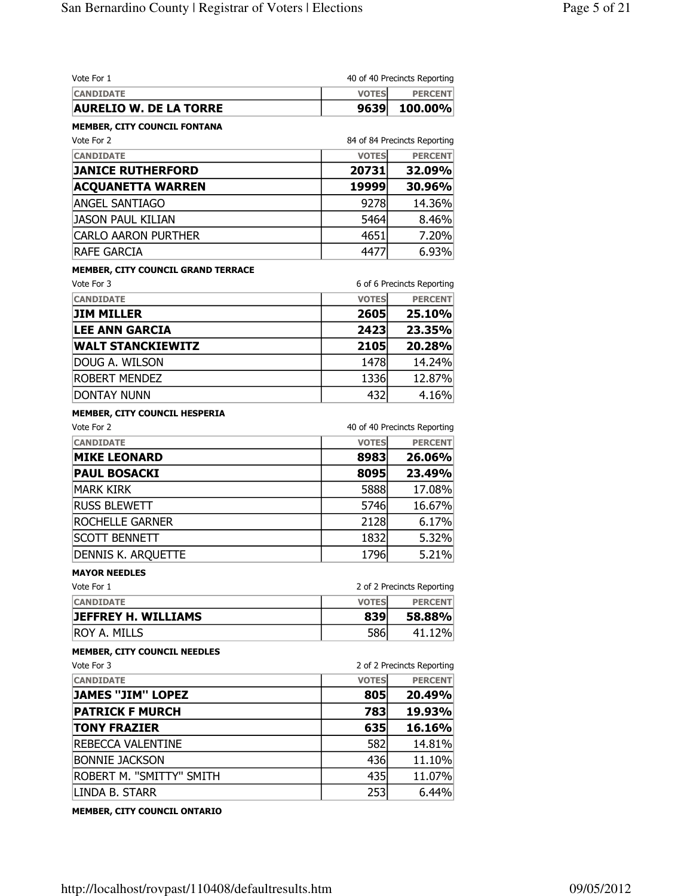Vote For 1 — 40 of 40 Precincts Reporting

| CANDIDATE | VOTES | PERCENT |
|---|---|---|
| **AURELIO W. DE LA TORRE** | **9639** | **100.00%** |

**MEMBER, CITY COUNCIL FONTANA**

Vote For 2 — 84 of 84 Precincts Reporting

| CANDIDATE | VOTES | PERCENT |
|---|---|---|
| **JANICE RUTHERFORD** | **20731** | **32.09%** |
| **ACQUANETTA WARREN** | **19999** | **30.96%** |
| ANGEL SANTIAGO | 9278 | 14.36% |
| JASON PAUL KILIAN | 5464 | 8.46% |
| CARLO AARON PURTHER | 4651 | 7.20% |
| RAFE GARCIA | 4477 | 6.93% |

**MEMBER, CITY COUNCIL GRAND TERRACE**

Vote For 3 — 6 of 6 Precincts Reporting

| CANDIDATE | VOTES | PERCENT |
|---|---|---|
| **JIM MILLER** | **2605** | **25.10%** |
| **LEE ANN GARCIA** | **2423** | **23.35%** |
| **WALT STANCKIEWITZ** | **2105** | **20.28%** |
| DOUG A. WILSON | 1478 | 14.24% |
| ROBERT MENDEZ | 1336 | 12.87% |
| DONTAY NUNN | 432 | 4.16% |

**MEMBER, CITY COUNCIL HESPERIA**

Vote For 2 — 40 of 40 Precincts Reporting

| CANDIDATE | VOTES | PERCENT |
|---|---|---|
| **MIKE LEONARD** | **8983** | **26.06%** |
| **PAUL BOSACKI** | **8095** | **23.49%** |
| MARK KIRK | 5888 | 17.08% |
| RUSS BLEWETT | 5746 | 16.67% |
| ROCHELLE GARNER | 2128 | 6.17% |
| SCOTT BENNETT | 1832 | 5.32% |
| DENNIS K. ARQUETTE | 1796 | 5.21% |

**MAYOR NEEDLES**

Vote For 1 — 2 of 2 Precincts Reporting

| CANDIDATE | VOTES | PERCENT |
|---|---|---|
| **JEFFREY H. WILLIAMS** | **839** | **58.88%** |
| ROY A. MILLS | 586 | 41.12% |

**MEMBER, CITY COUNCIL NEEDLES**

Vote For 3 — 2 of 2 Precincts Reporting

| CANDIDATE | VOTES | PERCENT |
|---|---|---|
| **JAMES "JIM" LOPEZ** | **805** | **20.49%** |
| **PATRICK F MURCH** | **783** | **19.93%** |
| **TONY FRAZIER** | **635** | **16.16%** |
| REBECCA VALENTINE | 582 | 14.81% |
| BONNIE JACKSON | 436 | 11.10% |
| ROBERT M. "SMITTY" SMITH | 435 | 11.07% |
| LINDA B. STARR | 253 | 6.44% |

**MEMBER, CITY COUNCIL ONTARIO**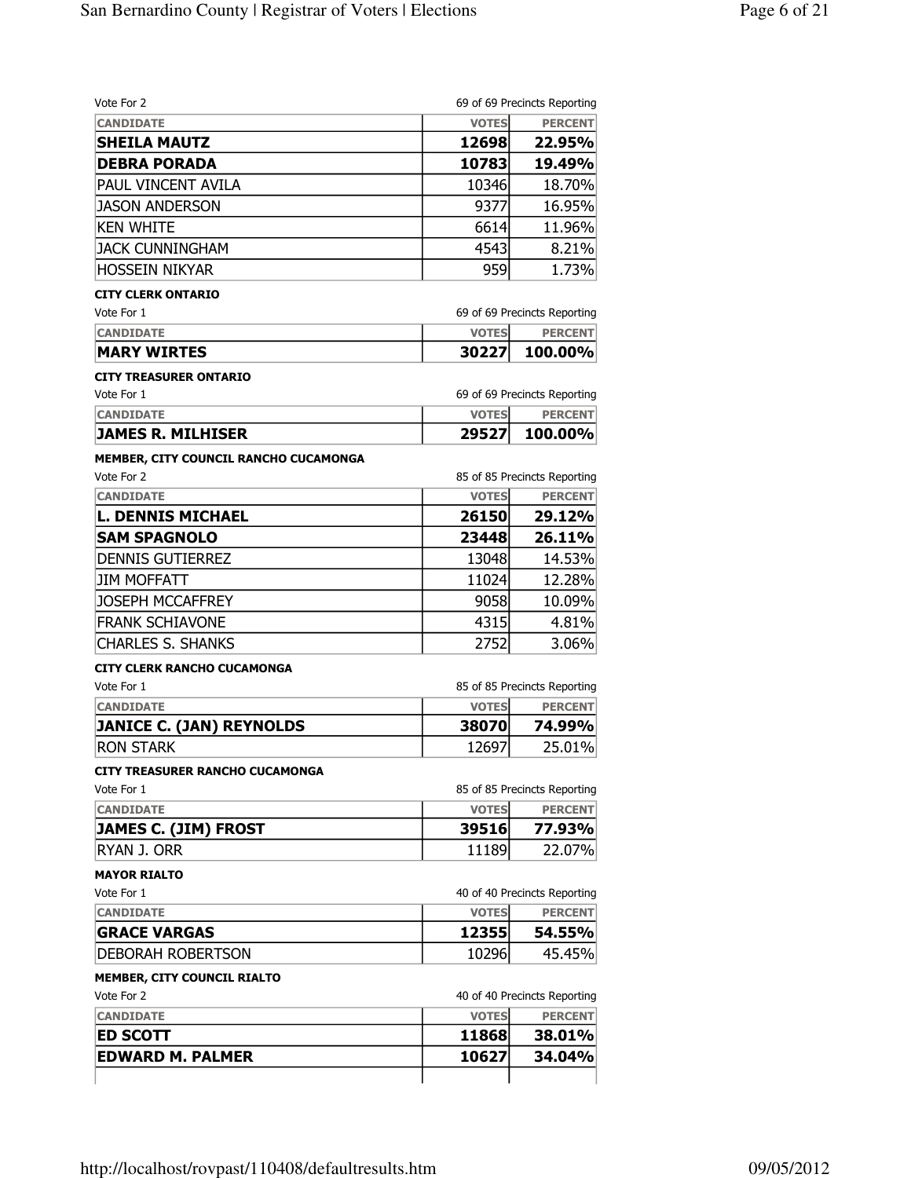Vote For 2 — 69 of 69 Precincts Reporting

| CANDIDATE | VOTES | PERCENT |
|---|---|---|
| **SHEILA MAUTZ** | **12698** | **22.95%** |
| **DEBRA PORADA** | **10783** | **19.49%** |
| PAUL VINCENT AVILA | 10346 | 18.70% |
| JASON ANDERSON | 9377 | 16.95% |
| KEN WHITE | 6614 | 11.96% |
| JACK CUNNINGHAM | 4543 | 8.21% |
| HOSSEIN NIKYAR | 959 | 1.73% |

**CITY CLERK ONTARIO**

Vote For 1 — 69 of 69 Precincts Reporting

| CANDIDATE | VOTES | PERCENT |
|---|---|---|
| **MARY WIRTES** | **30227** | **100.00%** |

**CITY TREASURER ONTARIO**

Vote For 1 — 69 of 69 Precincts Reporting

| CANDIDATE | VOTES | PERCENT |
|---|---|---|
| **JAMES R. MILHISER** | **29527** | **100.00%** |

**MEMBER, CITY COUNCIL RANCHO CUCAMONGA**

Vote For 2 — 85 of 85 Precincts Reporting

| CANDIDATE | VOTES | PERCENT |
|---|---|---|
| **L. DENNIS MICHAEL** | **26150** | **29.12%** |
| **SAM SPAGNOLO** | **23448** | **26.11%** |
| DENNIS GUTIERREZ | 13048 | 14.53% |
| JIM MOFFATT | 11024 | 12.28% |
| JOSEPH MCCAFFREY | 9058 | 10.09% |
| FRANK SCHIAVONE | 4315 | 4.81% |
| CHARLES S. SHANKS | 2752 | 3.06% |

**CITY CLERK RANCHO CUCAMONGA**

Vote For 1 — 85 of 85 Precincts Reporting

| CANDIDATE | VOTES | PERCENT |
|---|---|---|
| **JANICE C. (JAN) REYNOLDS** | **38070** | **74.99%** |
| RON STARK | 12697 | 25.01% |

**CITY TREASURER RANCHO CUCAMONGA**

Vote For 1 — 85 of 85 Precincts Reporting

| CANDIDATE | VOTES | PERCENT |
|---|---|---|
| **JAMES C. (JIM) FROST** | **39516** | **77.93%** |
| RYAN J. ORR | 11189 | 22.07% |

**MAYOR RIALTO**

Vote For 1 — 40 of 40 Precincts Reporting

| CANDIDATE | VOTES | PERCENT |
|---|---|---|
| **GRACE VARGAS** | **12355** | **54.55%** |
| DEBORAH ROBERTSON | 10296 | 45.45% |

**MEMBER, CITY COUNCIL RIALTO**

Vote For 2 — 40 of 40 Precincts Reporting

| CANDIDATE | VOTES | PERCENT |
|---|---|---|
| **ED SCOTT** | **11868** | **38.01%** |
| **EDWARD M. PALMER** | **10627** | **34.04%** |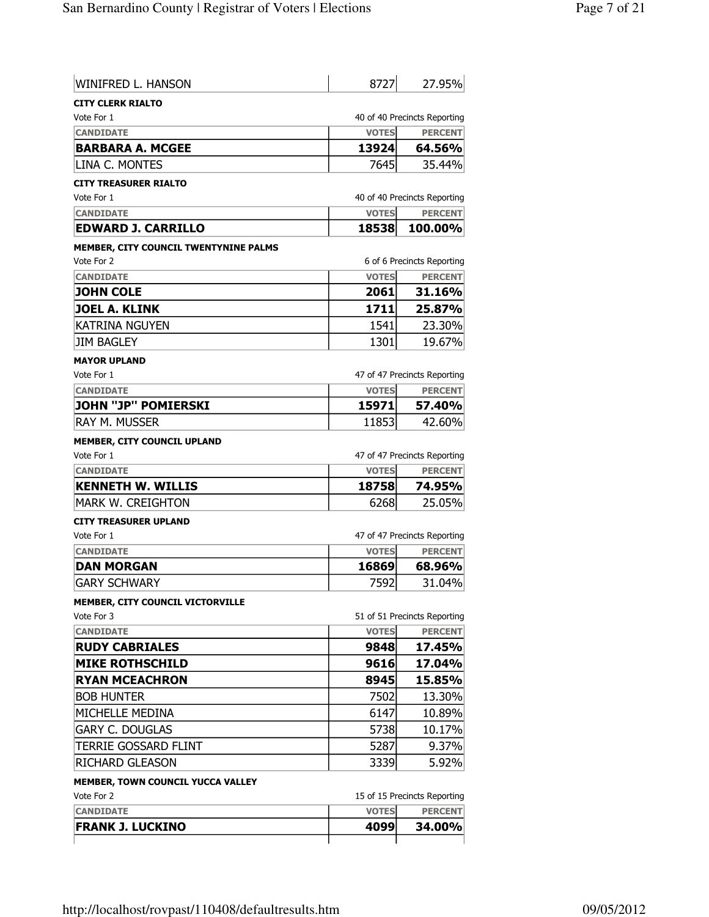| | | |
|---|---|---|
| WINIFRED L. HANSON | 8727 | 27.95% |

**CITY CLERK RIALTO**

Vote For 1 — 40 of 40 Precincts Reporting

| CANDIDATE | VOTES | PERCENT |
|---|---|---|
| **BARBARA A. MCGEE** | **13924** | **64.56%** |
| LINA C. MONTES | 7645 | 35.44% |

**CITY TREASURER RIALTO**

Vote For 1 — 40 of 40 Precincts Reporting

| CANDIDATE | VOTES | PERCENT |
|---|---|---|
| **EDWARD J. CARRILLO** | **18538** | **100.00%** |

**MEMBER, CITY COUNCIL TWENTYNINE PALMS**

Vote For 2 — 6 of 6 Precincts Reporting

| CANDIDATE | VOTES | PERCENT |
|---|---|---|
| **JOHN COLE** | **2061** | **31.16%** |
| **JOEL A. KLINK** | **1711** | **25.87%** |
| KATRINA NGUYEN | 1541 | 23.30% |
| JIM BAGLEY | 1301 | 19.67% |

**MAYOR UPLAND**

Vote For 1 — 47 of 47 Precincts Reporting

| CANDIDATE | VOTES | PERCENT |
|---|---|---|
| **JOHN "JP" POMIERSKI** | **15971** | **57.40%** |
| RAY M. MUSSER | 11853 | 42.60% |

**MEMBER, CITY COUNCIL UPLAND**

Vote For 1 — 47 of 47 Precincts Reporting

| CANDIDATE | VOTES | PERCENT |
|---|---|---|
| **KENNETH W. WILLIS** | **18758** | **74.95%** |
| MARK W. CREIGHTON | 6268 | 25.05% |

**CITY TREASURER UPLAND**

Vote For 1 — 47 of 47 Precincts Reporting

| CANDIDATE | VOTES | PERCENT |
|---|---|---|
| **DAN MORGAN** | **16869** | **68.96%** |
| GARY SCHWARY | 7592 | 31.04% |

**MEMBER, CITY COUNCIL VICTORVILLE**

Vote For 3 — 51 of 51 Precincts Reporting

| CANDIDATE | VOTES | PERCENT |
|---|---|---|
| **RUDY CABRIALES** | **9848** | **17.45%** |
| **MIKE ROTHSCHILD** | **9616** | **17.04%** |
| **RYAN MCEACHRON** | **8945** | **15.85%** |
| BOB HUNTER | 7502 | 13.30% |
| MICHELLE MEDINA | 6147 | 10.89% |
| GARY C. DOUGLAS | 5738 | 10.17% |
| TERRIE GOSSARD FLINT | 5287 | 9.37% |
| RICHARD GLEASON | 3339 | 5.92% |

**MEMBER, TOWN COUNCIL YUCCA VALLEY**

Vote For 2 — 15 of 15 Precincts Reporting

| CANDIDATE | VOTES | PERCENT |
|---|---|---|
| **FRANK J. LUCKINO** | **4099** | **34.00%** |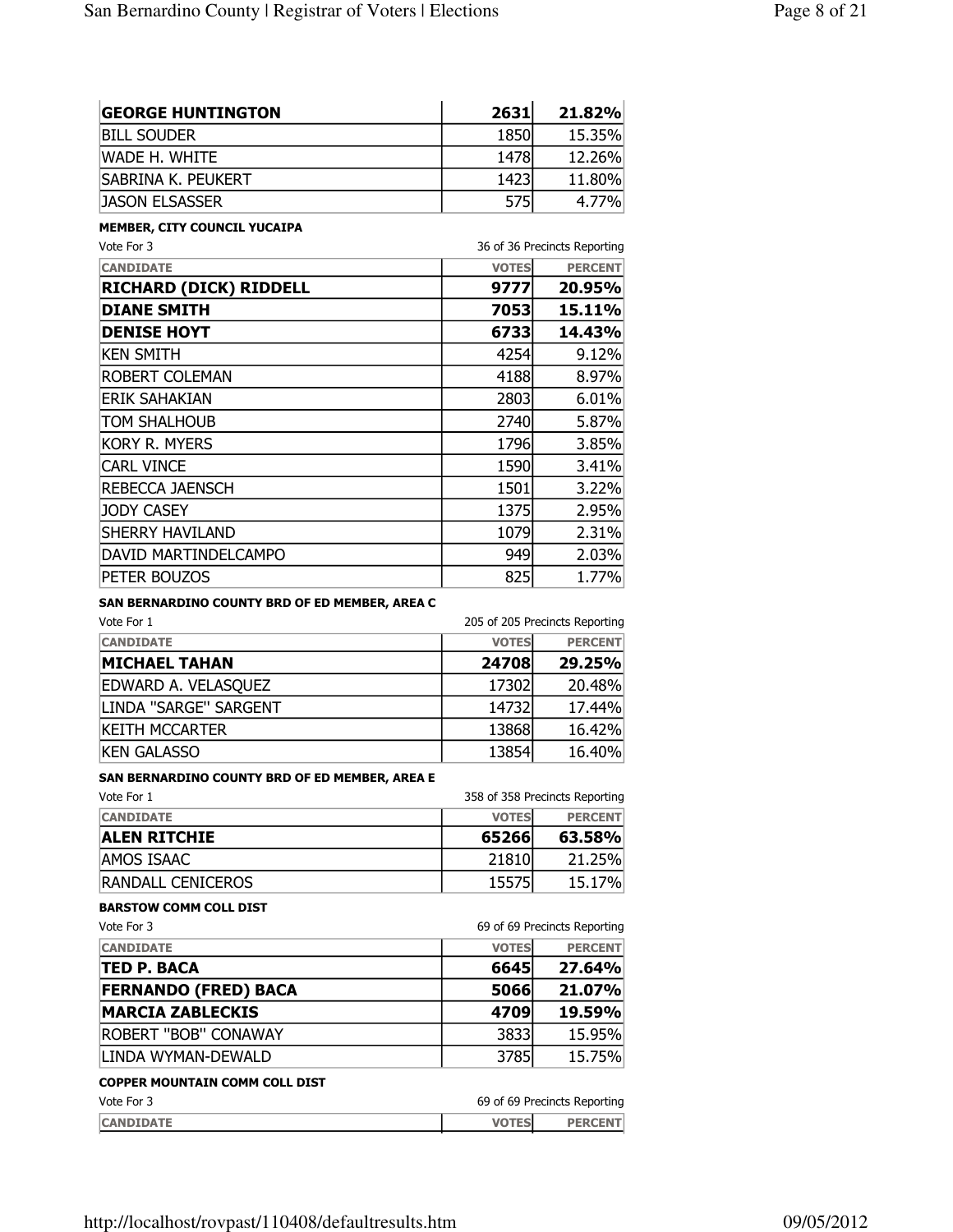| | | |
|---|---|---|
| **GEORGE HUNTINGTON** | **2631** | **21.82%** |
| BILL SOUDER | 1850 | 15.35% |
| WADE H. WHITE | 1478 | 12.26% |
| SABRINA K. PEUKERT | 1423 | 11.80% |
| JASON ELSASSER | 575 | 4.77% |

**MEMBER, CITY COUNCIL YUCAIPA**

Vote For 3 — 36 of 36 Precincts Reporting

| CANDIDATE | VOTES | PERCENT |
|---|---|---|
| **RICHARD (DICK) RIDDELL** | **9777** | **20.95%** |
| **DIANE SMITH** | **7053** | **15.11%** |
| **DENISE HOYT** | **6733** | **14.43%** |
| KEN SMITH | 4254 | 9.12% |
| ROBERT COLEMAN | 4188 | 8.97% |
| ERIK SAHAKIAN | 2803 | 6.01% |
| TOM SHALHOUB | 2740 | 5.87% |
| KORY R. MYERS | 1796 | 3.85% |
| CARL VINCE | 1590 | 3.41% |
| REBECCA JAENSCH | 1501 | 3.22% |
| JODY CASEY | 1375 | 2.95% |
| SHERRY HAVILAND | 1079 | 2.31% |
| DAVID MARTINDELCAMPO | 949 | 2.03% |
| PETER BOUZOS | 825 | 1.77% |

**SAN BERNARDINO COUNTY BRD OF ED MEMBER, AREA C**

Vote For 1 — 205 of 205 Precincts Reporting

| CANDIDATE | VOTES | PERCENT |
|---|---|---|
| **MICHAEL TAHAN** | **24708** | **29.25%** |
| EDWARD A. VELASQUEZ | 17302 | 20.48% |
| LINDA "SARGE" SARGENT | 14732 | 17.44% |
| KEITH MCCARTER | 13868 | 16.42% |
| KEN GALASSO | 13854 | 16.40% |

**SAN BERNARDINO COUNTY BRD OF ED MEMBER, AREA E**

Vote For 1 — 358 of 358 Precincts Reporting

| CANDIDATE | VOTES | PERCENT |
|---|---|---|
| **ALEN RITCHIE** | **65266** | **63.58%** |
| AMOS ISAAC | 21810 | 21.25% |
| RANDALL CENICEROS | 15575 | 15.17% |

**BARSTOW COMM COLL DIST**

Vote For 3 — 69 of 69 Precincts Reporting

| CANDIDATE | VOTES | PERCENT |
|---|---|---|
| **TED P. BACA** | **6645** | **27.64%** |
| **FERNANDO (FRED) BACA** | **5066** | **21.07%** |
| **MARCIA ZABLECKIS** | **4709** | **19.59%** |
| ROBERT "BOB" CONAWAY | 3833 | 15.95% |
| LINDA WYMAN-DEWALD | 3785 | 15.75% |

**COPPER MOUNTAIN COMM COLL DIST**

Vote For 3 — 69 of 69 Precincts Reporting

| CANDIDATE | VOTES | PERCENT |
|---|---|---|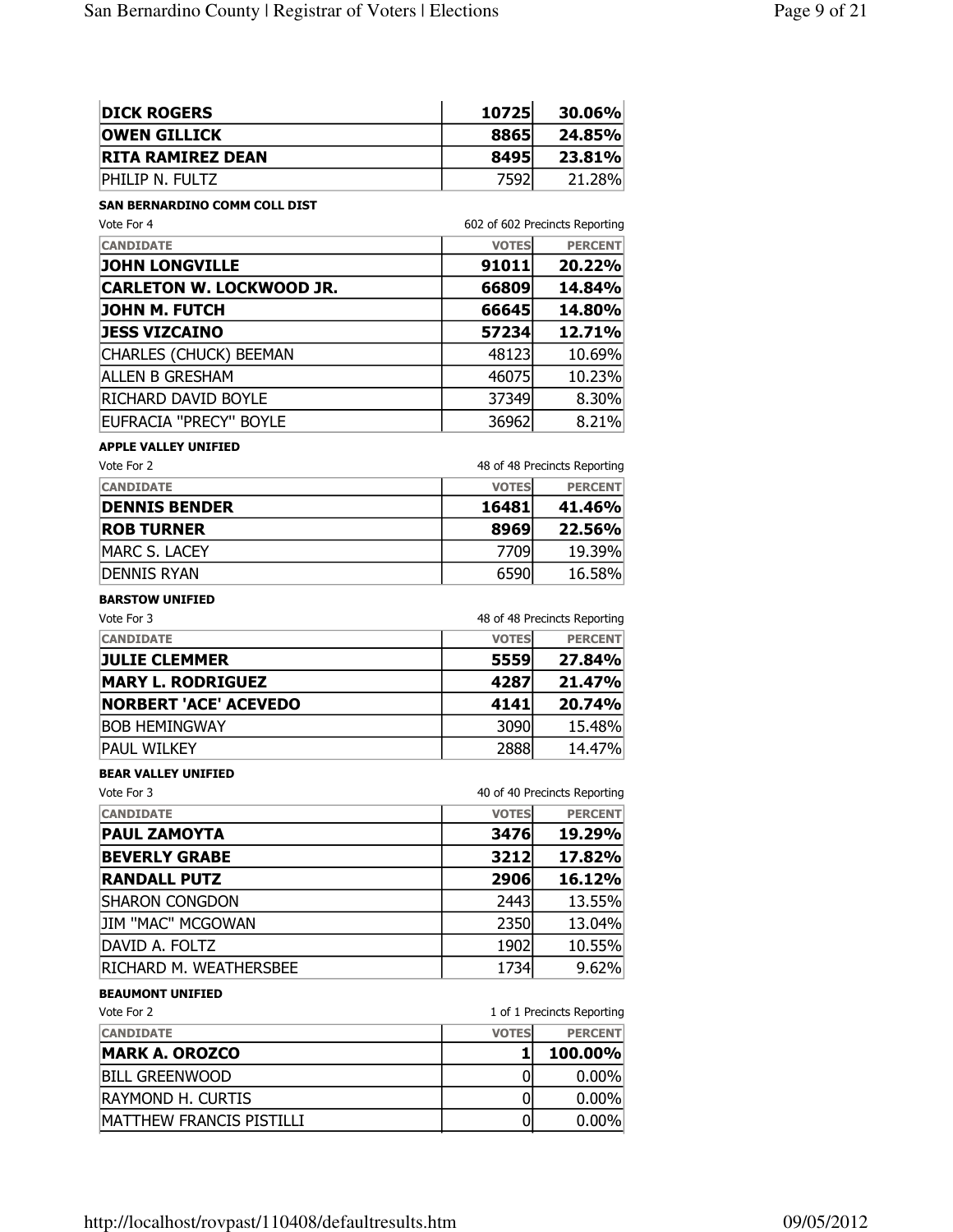| | | |
|---|---|---|
| **DICK ROGERS** | **10725** | **30.06%** |
| **OWEN GILLICK** | **8865** | **24.85%** |
| **RITA RAMIREZ DEAN** | **8495** | **23.81%** |
| PHILIP N. FULTZ | 7592 | 21.28% |

**SAN BERNARDINO COMM COLL DIST**

Vote For 4 — 602 of 602 Precincts Reporting

| CANDIDATE | VOTES | PERCENT |
|---|---|---|
| **JOHN LONGVILLE** | **91011** | **20.22%** |
| **CARLETON W. LOCKWOOD JR.** | **66809** | **14.84%** |
| **JOHN M. FUTCH** | **66645** | **14.80%** |
| **JESS VIZCAINO** | **57234** | **12.71%** |
| CHARLES (CHUCK) BEEMAN | 48123 | 10.69% |
| ALLEN B GRESHAM | 46075 | 10.23% |
| RICHARD DAVID BOYLE | 37349 | 8.30% |
| EUFRACIA "PRECY" BOYLE | 36962 | 8.21% |

**APPLE VALLEY UNIFIED**

Vote For 2 — 48 of 48 Precincts Reporting

| CANDIDATE | VOTES | PERCENT |
|---|---|---|
| **DENNIS BENDER** | **16481** | **41.46%** |
| **ROB TURNER** | **8969** | **22.56%** |
| MARC S. LACEY | 7709 | 19.39% |
| DENNIS RYAN | 6590 | 16.58% |

**BARSTOW UNIFIED**

Vote For 3 — 48 of 48 Precincts Reporting

| CANDIDATE | VOTES | PERCENT |
|---|---|---|
| **JULIE CLEMMER** | **5559** | **27.84%** |
| **MARY L. RODRIGUEZ** | **4287** | **21.47%** |
| **NORBERT 'ACE' ACEVEDO** | **4141** | **20.74%** |
| BOB HEMINGWAY | 3090 | 15.48% |
| PAUL WILKEY | 2888 | 14.47% |

**BEAR VALLEY UNIFIED**

Vote For 3 — 40 of 40 Precincts Reporting

| CANDIDATE | VOTES | PERCENT |
|---|---|---|
| **PAUL ZAMOYTA** | **3476** | **19.29%** |
| **BEVERLY GRABE** | **3212** | **17.82%** |
| **RANDALL PUTZ** | **2906** | **16.12%** |
| SHARON CONGDON | 2443 | 13.55% |
| JIM "MAC" MCGOWAN | 2350 | 13.04% |
| DAVID A. FOLTZ | 1902 | 10.55% |
| RICHARD M. WEATHERSBEE | 1734 | 9.62% |

**BEAUMONT UNIFIED**

Vote For 2 — 1 of 1 Precincts Reporting

| CANDIDATE | VOTES | PERCENT |
|---|---|---|
| **MARK A. OROZCO** | **1** | **100.00%** |
| BILL GREENWOOD | 0 | 0.00% |
| RAYMOND H. CURTIS | 0 | 0.00% |
| MATTHEW FRANCIS PISTILLI | 0 | 0.00% |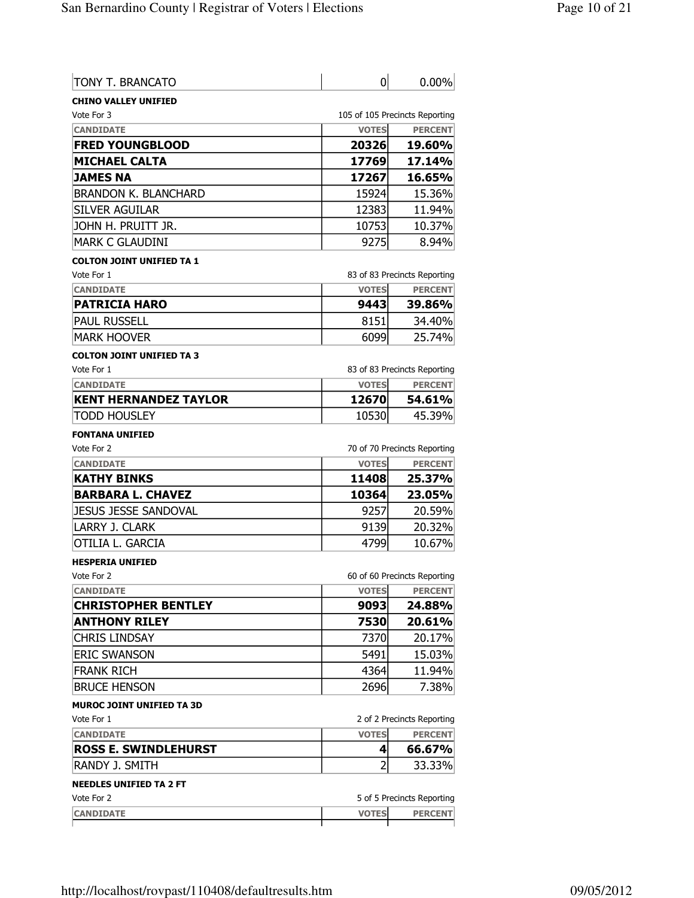| TONY T. BRANCATO | 0 | 0.00% |
|---|---|---|

**CHINO VALLEY UNIFIED**

Vote For 3 — 105 of 105 Precincts Reporting

| CANDIDATE | VOTES | PERCENT |
|---|---|---|
| **FRED YOUNGBLOOD** | **20326** | **19.60%** |
| **MICHAEL CALTA** | **17769** | **17.14%** |
| **JAMES NA** | **17267** | **16.65%** |
| BRANDON K. BLANCHARD | 15924 | 15.36% |
| SILVER AGUILAR | 12383 | 11.94% |
| JOHN H. PRUITT JR. | 10753 | 10.37% |
| MARK C GLAUDINI | 9275 | 8.94% |

**COLTON JOINT UNIFIED TA 1**

Vote For 1 — 83 of 83 Precincts Reporting

| CANDIDATE | VOTES | PERCENT |
|---|---|---|
| **PATRICIA HARO** | **9443** | **39.86%** |
| PAUL RUSSELL | 8151 | 34.40% |
| MARK HOOVER | 6099 | 25.74% |

**COLTON JOINT UNIFIED TA 3**

Vote For 1 — 83 of 83 Precincts Reporting

| CANDIDATE | VOTES | PERCENT |
|---|---|---|
| **KENT HERNANDEZ TAYLOR** | **12670** | **54.61%** |
| TODD HOUSLEY | 10530 | 45.39% |

**FONTANA UNIFIED**

Vote For 2 — 70 of 70 Precincts Reporting

| CANDIDATE | VOTES | PERCENT |
|---|---|---|
| **KATHY BINKS** | **11408** | **25.37%** |
| **BARBARA L. CHAVEZ** | **10364** | **23.05%** |
| JESUS JESSE SANDOVAL | 9257 | 20.59% |
| LARRY J. CLARK | 9139 | 20.32% |
| OTILIA L. GARCIA | 4799 | 10.67% |

**HESPERIA UNIFIED**

Vote For 2 — 60 of 60 Precincts Reporting

| CANDIDATE | VOTES | PERCENT |
|---|---|---|
| **CHRISTOPHER BENTLEY** | **9093** | **24.88%** |
| **ANTHONY RILEY** | **7530** | **20.61%** |
| CHRIS LINDSAY | 7370 | 20.17% |
| ERIC SWANSON | 5491 | 15.03% |
| FRANK RICH | 4364 | 11.94% |
| BRUCE HENSON | 2696 | 7.38% |

**MUROC JOINT UNIFIED TA 3D**

Vote For 1 — 2 of 2 Precincts Reporting

| CANDIDATE | VOTES | PERCENT |
|---|---|---|
| **ROSS E. SWINDLEHURST** | **4** | **66.67%** |
| RANDY J. SMITH | 2 | 33.33% |

**NEEDLES UNIFIED TA 2 FT**

Vote For 2 — 5 of 5 Precincts Reporting

| CANDIDATE | VOTES | PERCENT |
|---|---|---|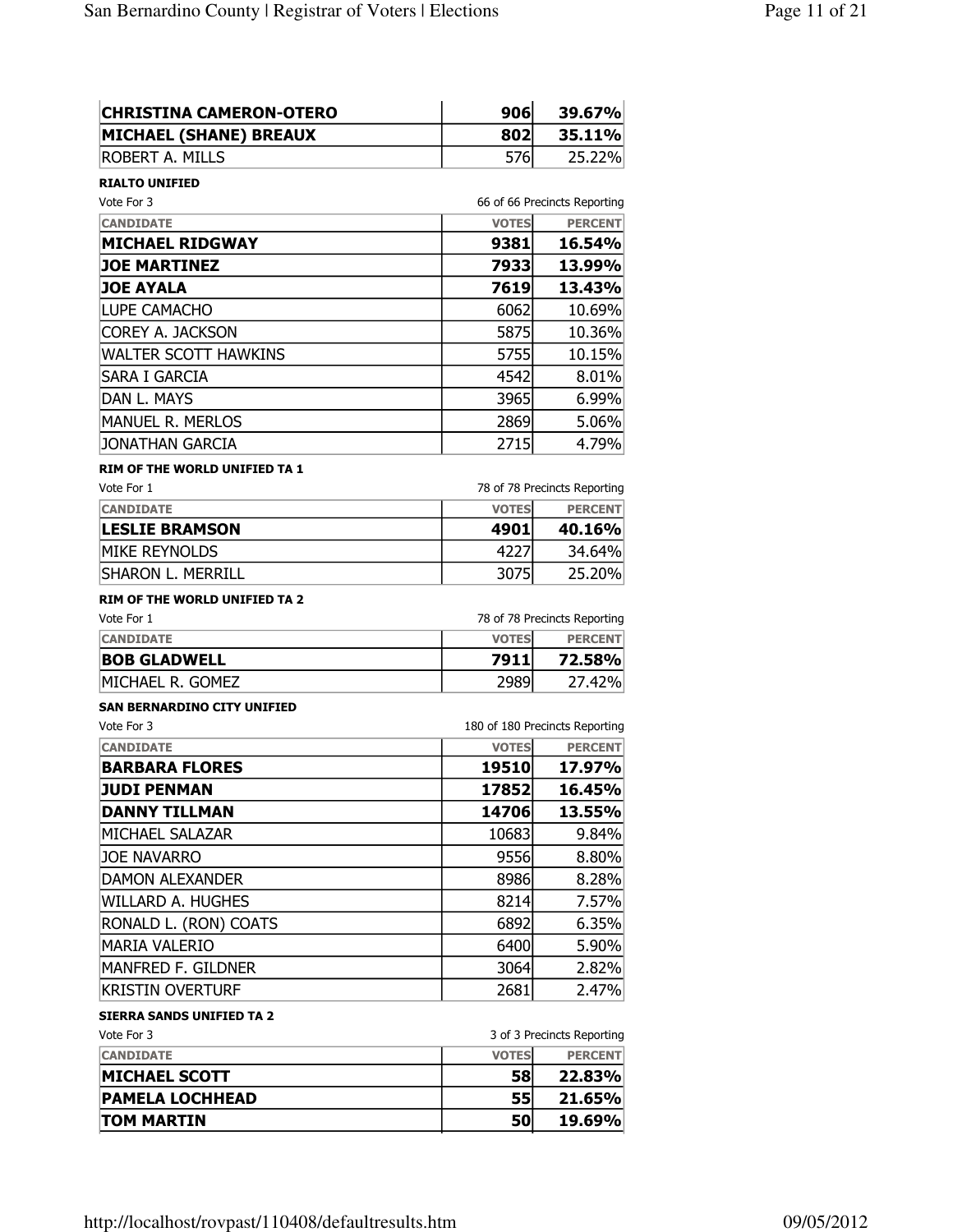| | | |
|---|---|---|
| **CHRISTINA CAMERON-OTERO** | **906** | **39.67%** |
| **MICHAEL (SHANE) BREAUX** | **802** | **35.11%** |
| ROBERT A. MILLS | 576 | 25.22% |

**RIALTO UNIFIED**

Vote For 3 — 66 of 66 Precincts Reporting

| CANDIDATE | VOTES | PERCENT |
|---|---|---|
| **MICHAEL RIDGWAY** | **9381** | **16.54%** |
| **JOE MARTINEZ** | **7933** | **13.99%** |
| **JOE AYALA** | **7619** | **13.43%** |
| LUPE CAMACHO | 6062 | 10.69% |
| COREY A. JACKSON | 5875 | 10.36% |
| WALTER SCOTT HAWKINS | 5755 | 10.15% |
| SARA I GARCIA | 4542 | 8.01% |
| DAN L. MAYS | 3965 | 6.99% |
| MANUEL R. MERLOS | 2869 | 5.06% |
| JONATHAN GARCIA | 2715 | 4.79% |

**RIM OF THE WORLD UNIFIED TA 1**

Vote For 1 — 78 of 78 Precincts Reporting

| CANDIDATE | VOTES | PERCENT |
|---|---|---|
| **LESLIE BRAMSON** | **4901** | **40.16%** |
| MIKE REYNOLDS | 4227 | 34.64% |
| SHARON L. MERRILL | 3075 | 25.20% |

**RIM OF THE WORLD UNIFIED TA 2**

Vote For 1 — 78 of 78 Precincts Reporting

| CANDIDATE | VOTES | PERCENT |
|---|---|---|
| **BOB GLADWELL** | **7911** | **72.58%** |
| MICHAEL R. GOMEZ | 2989 | 27.42% |

**SAN BERNARDINO CITY UNIFIED**

Vote For 3 — 180 of 180 Precincts Reporting

| CANDIDATE | VOTES | PERCENT |
|---|---|---|
| **BARBARA FLORES** | **19510** | **17.97%** |
| **JUDI PENMAN** | **17852** | **16.45%** |
| **DANNY TILLMAN** | **14706** | **13.55%** |
| MICHAEL SALAZAR | 10683 | 9.84% |
| JOE NAVARRO | 9556 | 8.80% |
| DAMON ALEXANDER | 8986 | 8.28% |
| WILLARD A. HUGHES | 8214 | 7.57% |
| RONALD L. (RON) COATS | 6892 | 6.35% |
| MARIA VALERIO | 6400 | 5.90% |
| MANFRED F. GILDNER | 3064 | 2.82% |
| KRISTIN OVERTURF | 2681 | 2.47% |

**SIERRA SANDS UNIFIED TA 2**

Vote For 3 — 3 of 3 Precincts Reporting

| CANDIDATE | VOTES | PERCENT |
|---|---|---|
| **MICHAEL SCOTT** | **58** | **22.83%** |
| **PAMELA LOCHHEAD** | **55** | **21.65%** |
| **TOM MARTIN** | **50** | **19.69%** |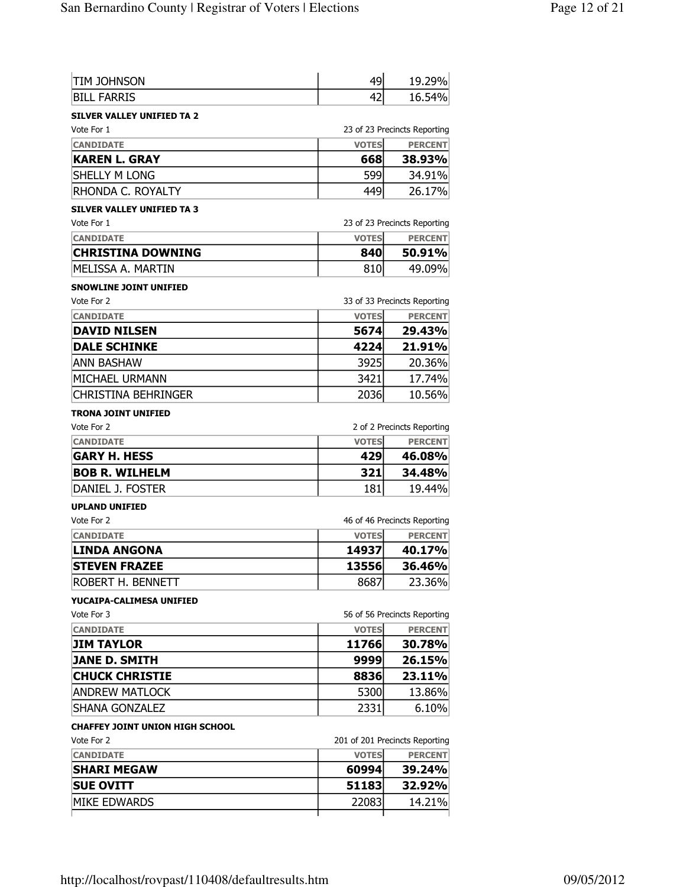| | | |
|---|---|---|
| TIM JOHNSON | 49 | 19.29% |
| BILL FARRIS | 42 | 16.54% |

**SILVER VALLEY UNIFIED TA 2**

Vote For 1 — 23 of 23 Precincts Reporting

| CANDIDATE | VOTES | PERCENT |
|---|---|---|
| **KAREN L. GRAY** | **668** | **38.93%** |
| SHELLY M LONG | 599 | 34.91% |
| RHONDA C. ROYALTY | 449 | 26.17% |

**SILVER VALLEY UNIFIED TA 3**

Vote For 1 — 23 of 23 Precincts Reporting

| CANDIDATE | VOTES | PERCENT |
|---|---|---|
| **CHRISTINA DOWNING** | **840** | **50.91%** |
| MELISSA A. MARTIN | 810 | 49.09% |

**SNOWLINE JOINT UNIFIED**

Vote For 2 — 33 of 33 Precincts Reporting

| CANDIDATE | VOTES | PERCENT |
|---|---|---|
| **DAVID NILSEN** | **5674** | **29.43%** |
| **DALE SCHINKE** | **4224** | **21.91%** |
| ANN BASHAW | 3925 | 20.36% |
| MICHAEL URMANN | 3421 | 17.74% |
| CHRISTINA BEHRINGER | 2036 | 10.56% |

**TRONA JOINT UNIFIED**

Vote For 2 — 2 of 2 Precincts Reporting

| CANDIDATE | VOTES | PERCENT |
|---|---|---|
| **GARY H. HESS** | **429** | **46.08%** |
| **BOB R. WILHELM** | **321** | **34.48%** |
| DANIEL J. FOSTER | 181 | 19.44% |

**UPLAND UNIFIED**

Vote For 2 — 46 of 46 Precincts Reporting

| CANDIDATE | VOTES | PERCENT |
|---|---|---|
| **LINDA ANGONA** | **14937** | **40.17%** |
| **STEVEN FRAZEE** | **13556** | **36.46%** |
| ROBERT H. BENNETT | 8687 | 23.36% |

**YUCAIPA-CALIMESA UNIFIED**

Vote For 3 — 56 of 56 Precincts Reporting

| CANDIDATE | VOTES | PERCENT |
|---|---|---|
| **JIM TAYLOR** | **11766** | **30.78%** |
| **JANE D. SMITH** | **9999** | **26.15%** |
| **CHUCK CHRISTIE** | **8836** | **23.11%** |
| ANDREW MATLOCK | 5300 | 13.86% |
| SHANA GONZALEZ | 2331 | 6.10% |

**CHAFFEY JOINT UNION HIGH SCHOOL**

Vote For 2 — 201 of 201 Precincts Reporting

| CANDIDATE | VOTES | PERCENT |
|---|---|---|
| **SHARI MEGAW** | **60994** | **39.24%** |
| **SUE OVITT** | **51183** | **32.92%** |
| MIKE EDWARDS | 22083 | 14.21% |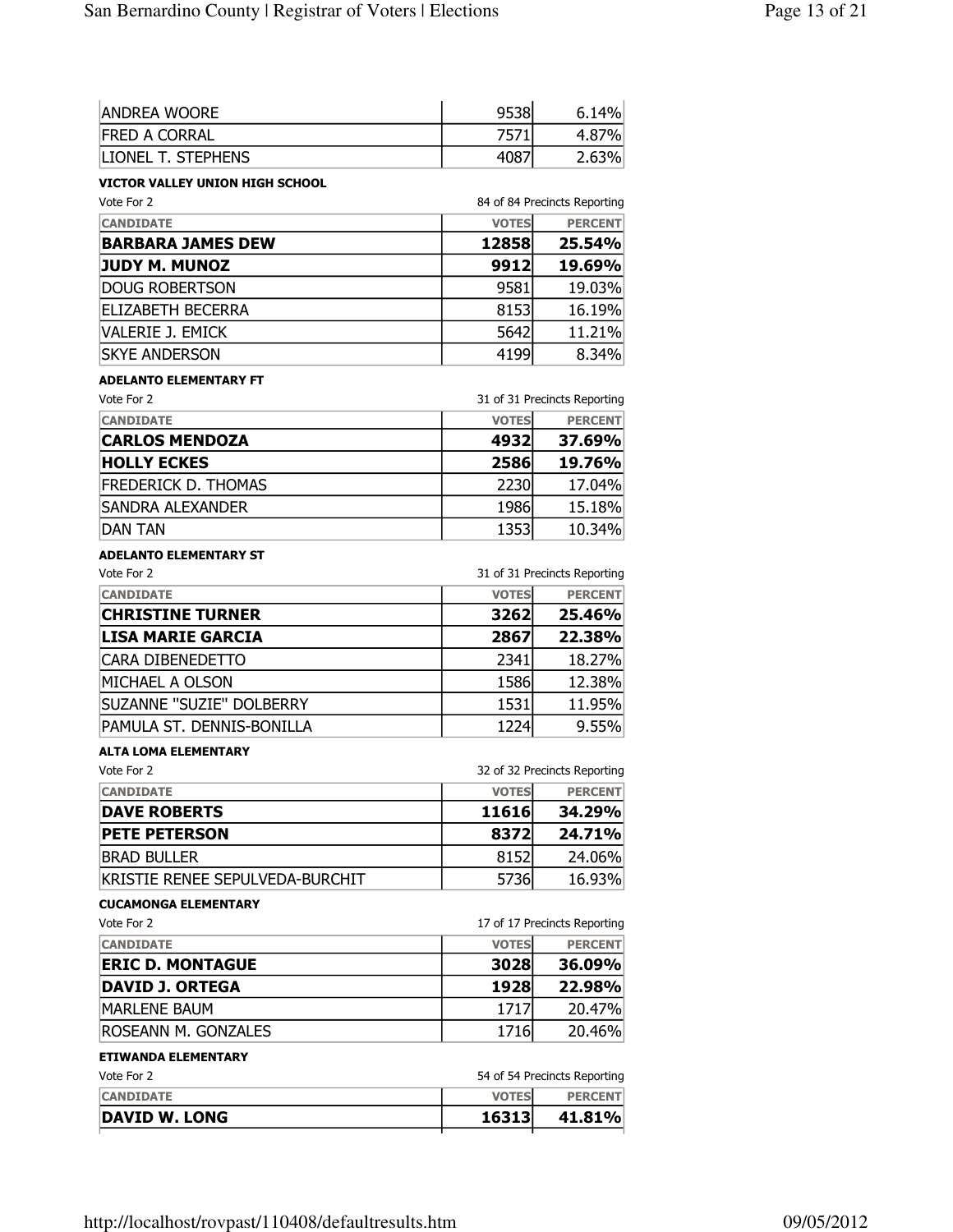| | | |
|---|---|---|
| ANDREA WOORE | 9538 | 6.14% |
| FRED A CORRAL | 7571 | 4.87% |
| LIONEL T. STEPHENS | 4087 | 2.63% |

**VICTOR VALLEY UNION HIGH SCHOOL**

Vote For 2 — 84 of 84 Precincts Reporting

| CANDIDATE | VOTES | PERCENT |
|---|---|---|
| **BARBARA JAMES DEW** | **12858** | **25.54%** |
| **JUDY M. MUNOZ** | **9912** | **19.69%** |
| DOUG ROBERTSON | 9581 | 19.03% |
| ELIZABETH BECERRA | 8153 | 16.19% |
| VALERIE J. EMICK | 5642 | 11.21% |
| SKYE ANDERSON | 4199 | 8.34% |

**ADELANTO ELEMENTARY FT**

Vote For 2 — 31 of 31 Precincts Reporting

| CANDIDATE | VOTES | PERCENT |
|---|---|---|
| **CARLOS MENDOZA** | **4932** | **37.69%** |
| **HOLLY ECKES** | **2586** | **19.76%** |
| FREDERICK D. THOMAS | 2230 | 17.04% |
| SANDRA ALEXANDER | 1986 | 15.18% |
| DAN TAN | 1353 | 10.34% |

**ADELANTO ELEMENTARY ST**

Vote For 2 — 31 of 31 Precincts Reporting

| CANDIDATE | VOTES | PERCENT |
|---|---|---|
| **CHRISTINE TURNER** | **3262** | **25.46%** |
| **LISA MARIE GARCIA** | **2867** | **22.38%** |
| CARA DIBENEDETTO | 2341 | 18.27% |
| MICHAEL A OLSON | 1586 | 12.38% |
| SUZANNE "SUZIE" DOLBERRY | 1531 | 11.95% |
| PAMULA ST. DENNIS-BONILLA | 1224 | 9.55% |

**ALTA LOMA ELEMENTARY**

Vote For 2 — 32 of 32 Precincts Reporting

| CANDIDATE | VOTES | PERCENT |
|---|---|---|
| **DAVE ROBERTS** | **11616** | **34.29%** |
| **PETE PETERSON** | **8372** | **24.71%** |
| BRAD BULLER | 8152 | 24.06% |
| KRISTIE RENEE SEPULVEDA-BURCHIT | 5736 | 16.93% |

**CUCAMONGA ELEMENTARY**

Vote For 2 — 17 of 17 Precincts Reporting

| CANDIDATE | VOTES | PERCENT |
|---|---|---|
| **ERIC D. MONTAGUE** | **3028** | **36.09%** |
| **DAVID J. ORTEGA** | **1928** | **22.98%** |
| MARLENE BAUM | 1717 | 20.47% |
| ROSEANN M. GONZALES | 1716 | 20.46% |

**ETIWANDA ELEMENTARY**

Vote For 2 — 54 of 54 Precincts Reporting

| CANDIDATE | VOTES | PERCENT |
|---|---|---|
| **DAVID W. LONG** | **16313** | **41.81%** |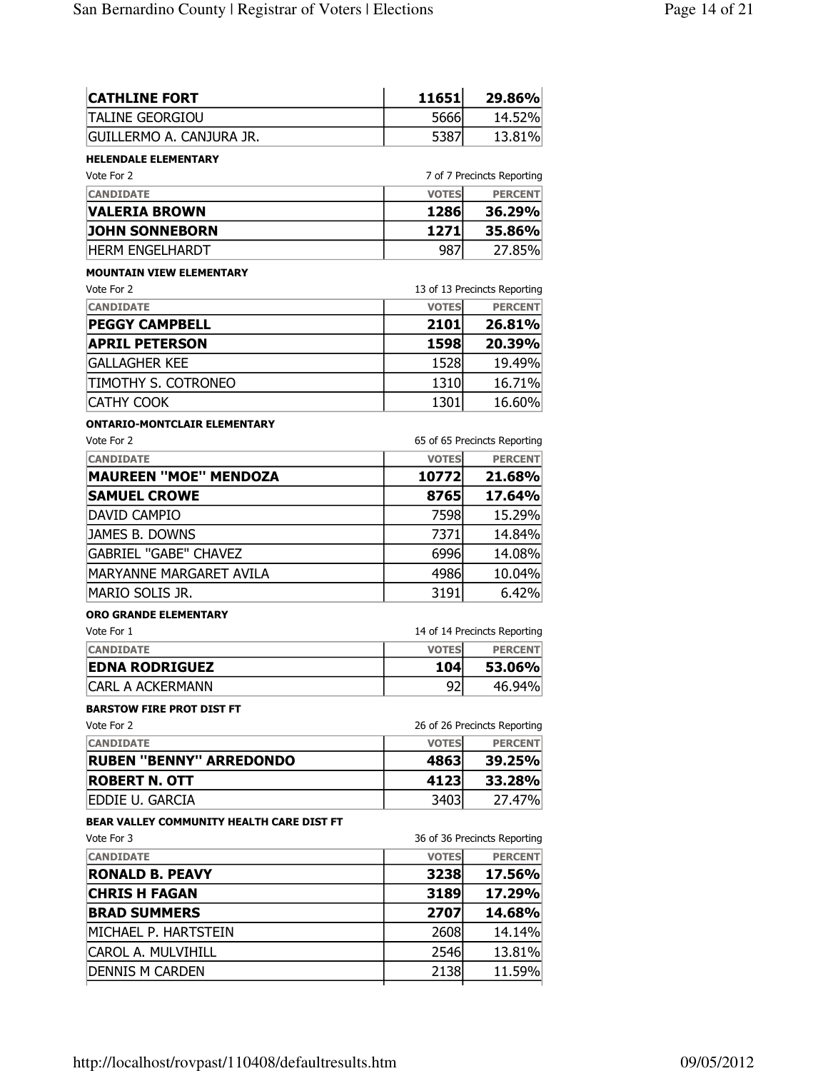| | | |
|---|---|---|
| **CATHLINE FORT** | **11651** | **29.86%** |
| TALINE GEORGIOU | 5666 | 14.52% |
| GUILLERMO A. CANJURA JR. | 5387 | 13.81% |

**HELENDALE ELEMENTARY**

Vote For 2 — 7 of 7 Precincts Reporting

| CANDIDATE | VOTES | PERCENT |
|---|---|---|
| **VALERIA BROWN** | **1286** | **36.29%** |
| **JOHN SONNEBORN** | **1271** | **35.86%** |
| HERM ENGELHARDT | 987 | 27.85% |

**MOUNTAIN VIEW ELEMENTARY**

Vote For 2 — 13 of 13 Precincts Reporting

| CANDIDATE | VOTES | PERCENT |
|---|---|---|
| **PEGGY CAMPBELL** | **2101** | **26.81%** |
| **APRIL PETERSON** | **1598** | **20.39%** |
| GALLAGHER KEE | 1528 | 19.49% |
| TIMOTHY S. COTRONEO | 1310 | 16.71% |
| CATHY COOK | 1301 | 16.60% |

**ONTARIO-MONTCLAIR ELEMENTARY**

Vote For 2 — 65 of 65 Precincts Reporting

| CANDIDATE | VOTES | PERCENT |
|---|---|---|
| **MAUREEN "MOE" MENDOZA** | **10772** | **21.68%** |
| **SAMUEL CROWE** | **8765** | **17.64%** |
| DAVID CAMPIO | 7598 | 15.29% |
| JAMES B. DOWNS | 7371 | 14.84% |
| GABRIEL "GABE" CHAVEZ | 6996 | 14.08% |
| MARYANNE MARGARET AVILA | 4986 | 10.04% |
| MARIO SOLIS JR. | 3191 | 6.42% |

**ORO GRANDE ELEMENTARY**

Vote For 1 — 14 of 14 Precincts Reporting

| CANDIDATE | VOTES | PERCENT |
|---|---|---|
| **EDNA RODRIGUEZ** | **104** | **53.06%** |
| CARL A ACKERMANN | 92 | 46.94% |

**BARSTOW FIRE PROT DIST FT**

Vote For 2 — 26 of 26 Precincts Reporting

| CANDIDATE | VOTES | PERCENT |
|---|---|---|
| **RUBEN "BENNY" ARREDONDO** | **4863** | **39.25%** |
| **ROBERT N. OTT** | **4123** | **33.28%** |
| EDDIE U. GARCIA | 3403 | 27.47% |

**BEAR VALLEY COMMUNITY HEALTH CARE DIST FT**

Vote For 3 — 36 of 36 Precincts Reporting

| CANDIDATE | VOTES | PERCENT |
|---|---|---|
| **RONALD B. PEAVY** | **3238** | **17.56%** |
| **CHRIS H FAGAN** | **3189** | **17.29%** |
| **BRAD SUMMERS** | **2707** | **14.68%** |
| MICHAEL P. HARTSTEIN | 2608 | 14.14% |
| CAROL A. MULVIHILL | 2546 | 13.81% |
| DENNIS M CARDEN | 2138 | 11.59% |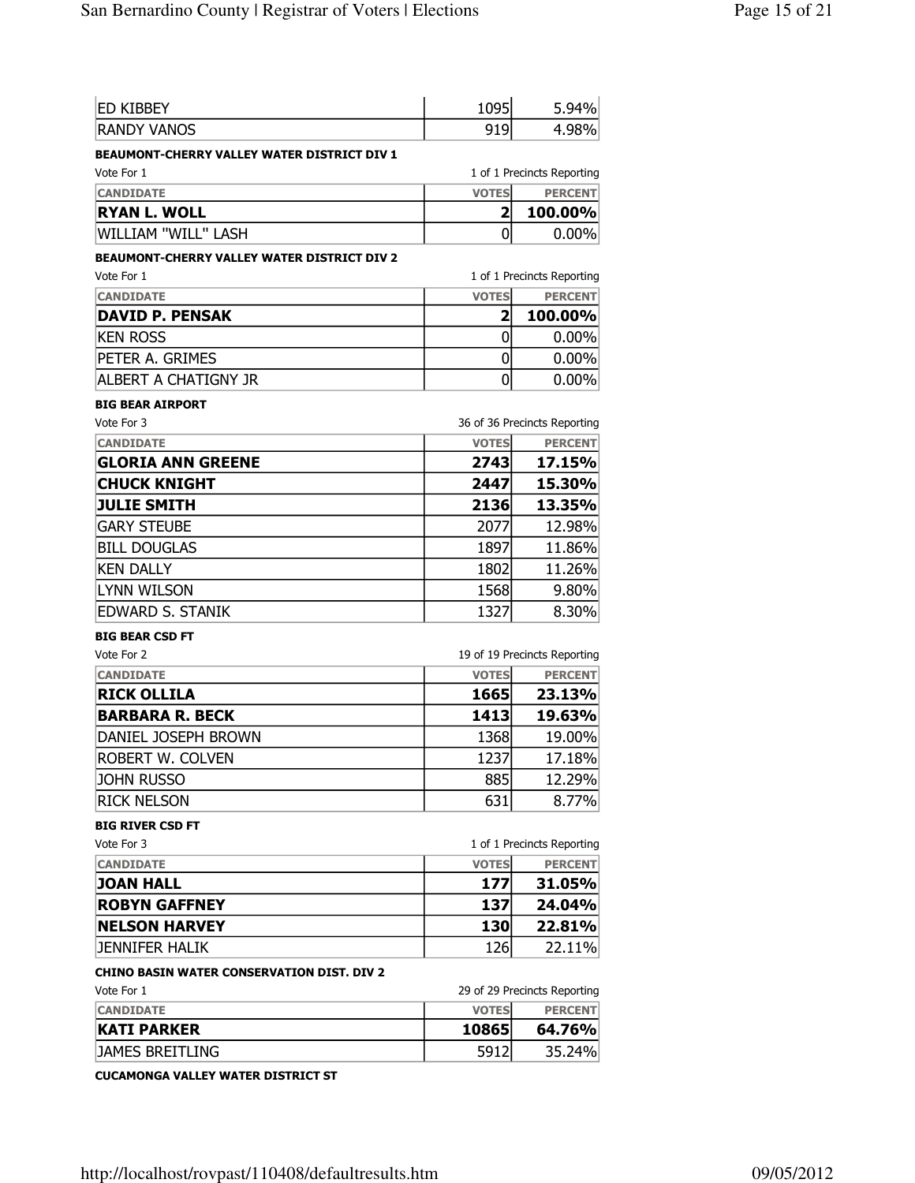| | | |
|---|---|---|
| ED KIBBEY | 1095 | 5.94% |
| RANDY VANOS | 919 | 4.98% |

**BEAUMONT-CHERRY VALLEY WATER DISTRICT DIV 1**

Vote For 1 — 1 of 1 Precincts Reporting

| CANDIDATE | VOTES | PERCENT |
|---|---|---|
| **RYAN L. WOLL** | **2** | **100.00%** |
| WILLIAM "WILL" LASH | 0 | 0.00% |

**BEAUMONT-CHERRY VALLEY WATER DISTRICT DIV 2**

Vote For 1 — 1 of 1 Precincts Reporting

| CANDIDATE | VOTES | PERCENT |
|---|---|---|
| **DAVID P. PENSAK** | **2** | **100.00%** |
| KEN ROSS | 0 | 0.00% |
| PETER A. GRIMES | 0 | 0.00% |
| ALBERT A CHATIGNY JR | 0 | 0.00% |

**BIG BEAR AIRPORT**

Vote For 3 — 36 of 36 Precincts Reporting

| CANDIDATE | VOTES | PERCENT |
|---|---|---|
| **GLORIA ANN GREENE** | **2743** | **17.15%** |
| **CHUCK KNIGHT** | **2447** | **15.30%** |
| **JULIE SMITH** | **2136** | **13.35%** |
| GARY STEUBE | 2077 | 12.98% |
| BILL DOUGLAS | 1897 | 11.86% |
| KEN DALLY | 1802 | 11.26% |
| LYNN WILSON | 1568 | 9.80% |
| EDWARD S. STANIK | 1327 | 8.30% |

**BIG BEAR CSD FT**

Vote For 2 — 19 of 19 Precincts Reporting

| CANDIDATE | VOTES | PERCENT |
|---|---|---|
| **RICK OLLILA** | **1665** | **23.13%** |
| **BARBARA R. BECK** | **1413** | **19.63%** |
| DANIEL JOSEPH BROWN | 1368 | 19.00% |
| ROBERT W. COLVEN | 1237 | 17.18% |
| JOHN RUSSO | 885 | 12.29% |
| RICK NELSON | 631 | 8.77% |

**BIG RIVER CSD FT**

Vote For 3 — 1 of 1 Precincts Reporting

| CANDIDATE | VOTES | PERCENT |
|---|---|---|
| **JOAN HALL** | **177** | **31.05%** |
| **ROBYN GAFFNEY** | **137** | **24.04%** |
| **NELSON HARVEY** | **130** | **22.81%** |
| JENNIFER HALIK | 126 | 22.11% |

**CHINO BASIN WATER CONSERVATION DIST. DIV 2**

Vote For 1 — 29 of 29 Precincts Reporting

| CANDIDATE | VOTES | PERCENT |
|---|---|---|
| **KATI PARKER** | **10865** | **64.76%** |
| JAMES BREITLING | 5912 | 35.24% |

**CUCAMONGA VALLEY WATER DISTRICT ST**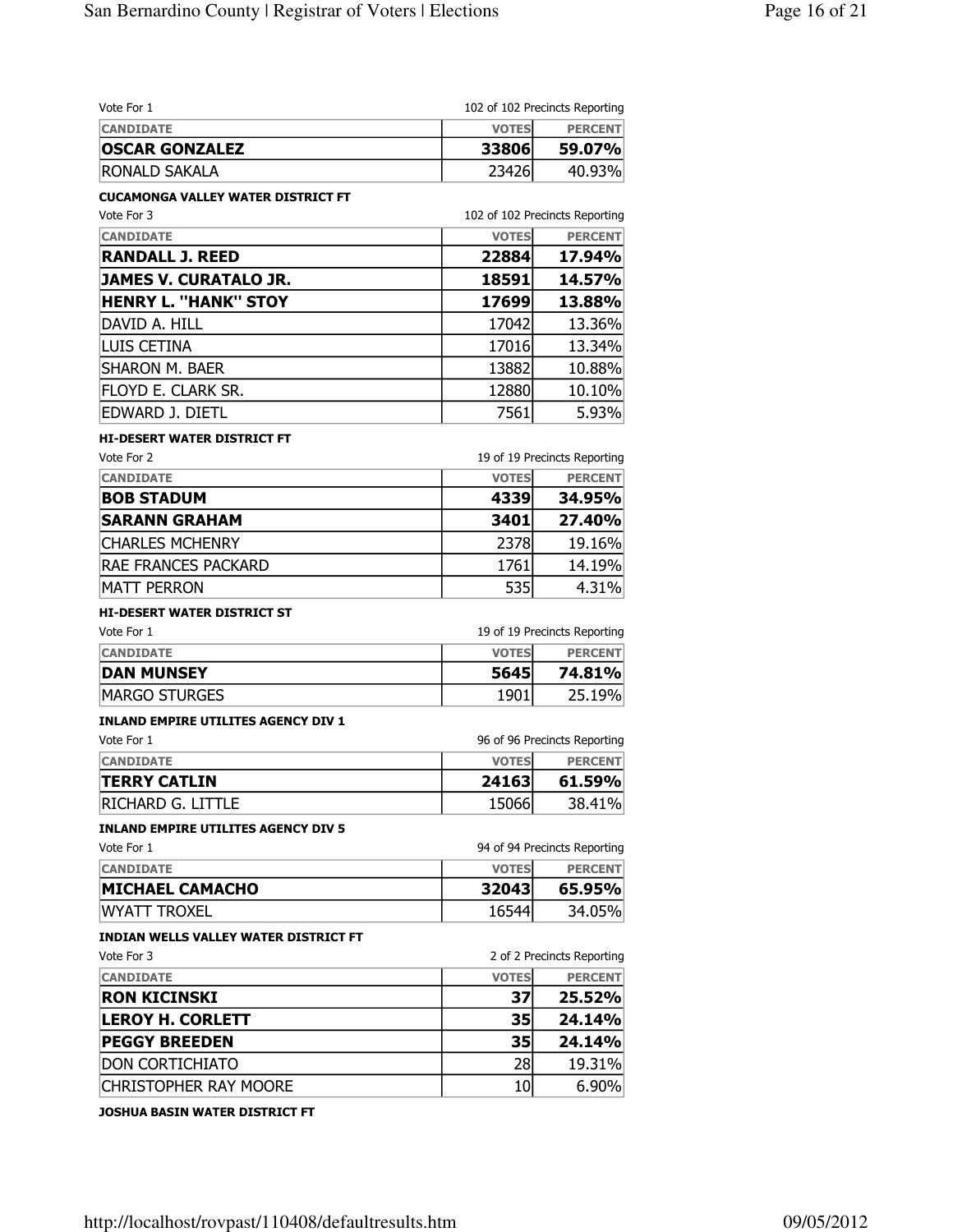Vote For 1 — 102 of 102 Precincts Reporting

| CANDIDATE | VOTES | PERCENT |
|---|---|---|
| **OSCAR GONZALEZ** | **33806** | **59.07%** |
| RONALD SAKALA | 23426 | 40.93% |

### CUCAMONGA VALLEY WATER DISTRICT FT

Vote For 3 — 102 of 102 Precincts Reporting

| CANDIDATE | VOTES | PERCENT |
|---|---|---|
| **RANDALL J. REED** | **22884** | **17.94%** |
| **JAMES V. CURATALO JR.** | **18591** | **14.57%** |
| **HENRY L. "HANK" STOY** | **17699** | **13.88%** |
| DAVID A. HILL | 17042 | 13.36% |
| LUIS CETINA | 17016 | 13.34% |
| SHARON M. BAER | 13882 | 10.88% |
| FLOYD E. CLARK SR. | 12880 | 10.10% |
| EDWARD J. DIETL | 7561 | 5.93% |

### HI-DESERT WATER DISTRICT FT

Vote For 2 — 19 of 19 Precincts Reporting

| CANDIDATE | VOTES | PERCENT |
|---|---|---|
| **BOB STADUM** | **4339** | **34.95%** |
| **SARANN GRAHAM** | **3401** | **27.40%** |
| CHARLES MCHENRY | 2378 | 19.16% |
| RAE FRANCES PACKARD | 1761 | 14.19% |
| MATT PERRON | 535 | 4.31% |

### HI-DESERT WATER DISTRICT ST

Vote For 1 — 19 of 19 Precincts Reporting

| CANDIDATE | VOTES | PERCENT |
|---|---|---|
| **DAN MUNSEY** | **5645** | **74.81%** |
| MARGO STURGES | 1901 | 25.19% |

### INLAND EMPIRE UTILITES AGENCY DIV 1

Vote For 1 — 96 of 96 Precincts Reporting

| CANDIDATE | VOTES | PERCENT |
|---|---|---|
| **TERRY CATLIN** | **24163** | **61.59%** |
| RICHARD G. LITTLE | 15066 | 38.41% |

### INLAND EMPIRE UTILITES AGENCY DIV 5

Vote For 1 — 94 of 94 Precincts Reporting

| CANDIDATE | VOTES | PERCENT |
|---|---|---|
| **MICHAEL CAMACHO** | **32043** | **65.95%** |
| WYATT TROXEL | 16544 | 34.05% |

### INDIAN WELLS VALLEY WATER DISTRICT FT

Vote For 3 — 2 of 2 Precincts Reporting

| CANDIDATE | VOTES | PERCENT |
|---|---|---|
| **RON KICINSKI** | **37** | **25.52%** |
| **LEROY H. CORLETT** | **35** | **24.14%** |
| **PEGGY BREEDEN** | **35** | **24.14%** |
| DON CORTICHIATO | 28 | 19.31% |
| CHRISTOPHER RAY MOORE | 10 | 6.90% |

### JOSHUA BASIN WATER DISTRICT FT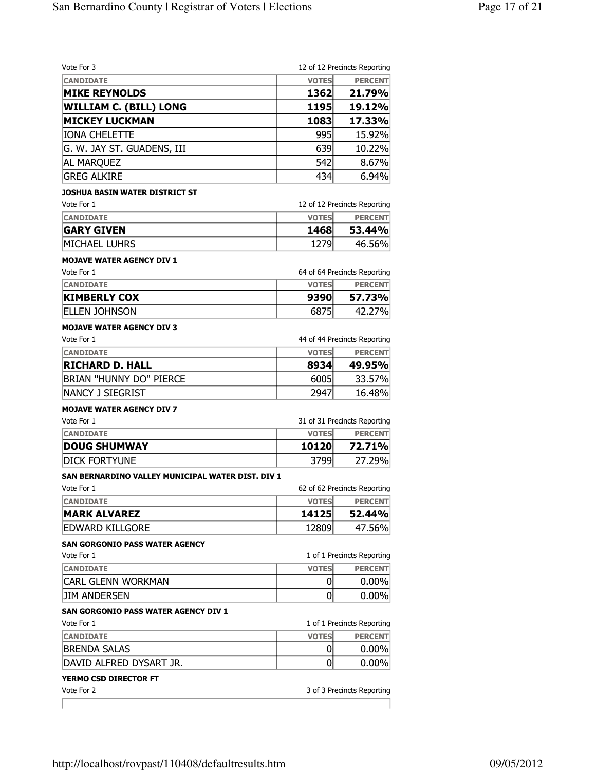Vote For 3

12 of 12 Precincts Reporting

| CANDIDATE | VOTES | PERCENT |
|---|---|---|
| **MIKE REYNOLDS** | **1362** | **21.79%** |
| **WILLIAM C. (BILL) LONG** | **1195** | **19.12%** |
| **MICKEY LUCKMAN** | **1083** | **17.33%** |
| IONA CHELETTE | 995 | 15.92% |
| G. W. JAY ST. GUADENS, III | 639 | 10.22% |
| AL MARQUEZ | 542 | 8.67% |
| GREG ALKIRE | 434 | 6.94% |

**JOSHUA BASIN WATER DISTRICT ST**

Vote For 1

12 of 12 Precincts Reporting

| CANDIDATE | VOTES | PERCENT |
|---|---|---|
| **GARY GIVEN** | **1468** | **53.44%** |
| MICHAEL LUHRS | 1279 | 46.56% |

**MOJAVE WATER AGENCY DIV 1**

Vote For 1

64 of 64 Precincts Reporting

| CANDIDATE | VOTES | PERCENT |
|---|---|---|
| **KIMBERLY COX** | **9390** | **57.73%** |
| ELLEN JOHNSON | 6875 | 42.27% |

**MOJAVE WATER AGENCY DIV 3**

Vote For 1

44 of 44 Precincts Reporting

| CANDIDATE | VOTES | PERCENT |
|---|---|---|
| **RICHARD D. HALL** | **8934** | **49.95%** |
| BRIAN "HUNNY DO" PIERCE | 6005 | 33.57% |
| NANCY J SIEGRIST | 2947 | 16.48% |

**MOJAVE WATER AGENCY DIV 7**

Vote For 1

31 of 31 Precincts Reporting

| CANDIDATE | VOTES | PERCENT |
|---|---|---|
| **DOUG SHUMWAY** | **10120** | **72.71%** |
| DICK FORTYUNE | 3799 | 27.29% |

**SAN BERNARDINO VALLEY MUNICIPAL WATER DIST. DIV 1**

Vote For 1

62 of 62 Precincts Reporting

| CANDIDATE | VOTES | PERCENT |
|---|---|---|
| **MARK ALVAREZ** | **14125** | **52.44%** |
| EDWARD KILLGORE | 12809 | 47.56% |

**SAN GORGONIO PASS WATER AGENCY**

Vote For 1

1 of 1 Precincts Reporting

| CANDIDATE | VOTES | PERCENT |
|---|---|---|
| CARL GLENN WORKMAN | 0 | 0.00% |
| JIM ANDERSEN | 0 | 0.00% |

**SAN GORGONIO PASS WATER AGENCY DIV 1**

Vote For 1

1 of 1 Precincts Reporting

| CANDIDATE | VOTES | PERCENT |
|---|---|---|
| BRENDA SALAS | 0 | 0.00% |
| DAVID ALFRED DYSART JR. | 0 | 0.00% |

**YERMO CSD DIRECTOR FT**

Vote For 2

3 of 3 Precincts Reporting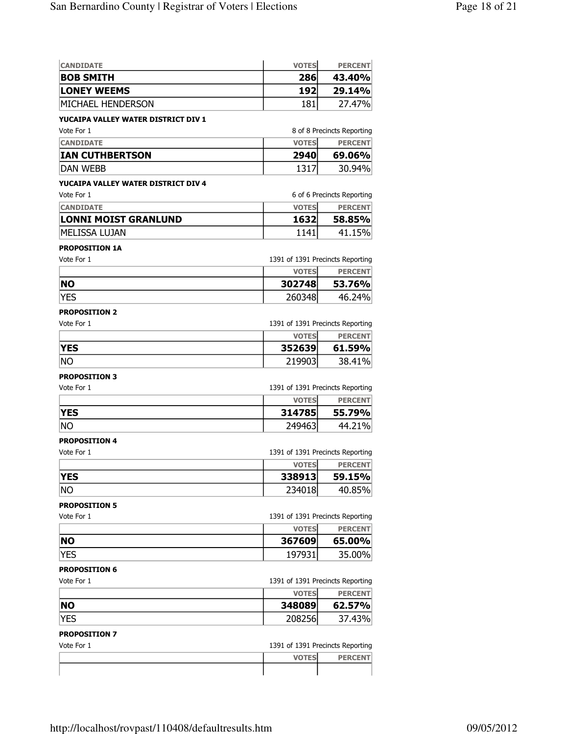| CANDIDATE | VOTES | PERCENT |
|---|---|---|
| **BOB SMITH** | **286** | **43.40%** |
| **LONEY WEEMS** | **192** | **29.14%** |
| MICHAEL HENDERSON | 181 | 27.47% |

**YUCAIPA VALLEY WATER DISTRICT DIV 1**

Vote For 1 — 8 of 8 Precincts Reporting

| CANDIDATE | VOTES | PERCENT |
|---|---|---|
| **IAN CUTHBERTSON** | **2940** | **69.06%** |
| DAN WEBB | 1317 | 30.94% |

**YUCAIPA VALLEY WATER DISTRICT DIV 4**

Vote For 1 — 6 of 6 Precincts Reporting

| CANDIDATE | VOTES | PERCENT |
|---|---|---|
| **LONNI MOIST GRANLUND** | **1632** | **58.85%** |
| MELISSA LUJAN | 1141 | 41.15% |

**PROPOSITION 1A**

Vote For 1 — 1391 of 1391 Precincts Reporting

| | VOTES | PERCENT |
|---|---|---|
| **NO** | **302748** | **53.76%** |
| YES | 260348 | 46.24% |

**PROPOSITION 2**

Vote For 1 — 1391 of 1391 Precincts Reporting

| | VOTES | PERCENT |
|---|---|---|
| **YES** | **352639** | **61.59%** |
| NO | 219903 | 38.41% |

**PROPOSITION 3**

Vote For 1 — 1391 of 1391 Precincts Reporting

| | VOTES | PERCENT |
|---|---|---|
| **YES** | **314785** | **55.79%** |
| NO | 249463 | 44.21% |

**PROPOSITION 4**

Vote For 1 — 1391 of 1391 Precincts Reporting

| | VOTES | PERCENT |
|---|---|---|
| **YES** | **338913** | **59.15%** |
| NO | 234018 | 40.85% |

**PROPOSITION 5**

Vote For 1 — 1391 of 1391 Precincts Reporting

| | VOTES | PERCENT |
|---|---|---|
| **NO** | **367609** | **65.00%** |
| YES | 197931 | 35.00% |

**PROPOSITION 6**

Vote For 1 — 1391 of 1391 Precincts Reporting

| | VOTES | PERCENT |
|---|---|---|
| **NO** | **348089** | **62.57%** |
| YES | 208256 | 37.43% |

**PROPOSITION 7**

Vote For 1 — 1391 of 1391 Precincts Reporting

| | VOTES | PERCENT |
|---|---|---|
| | | |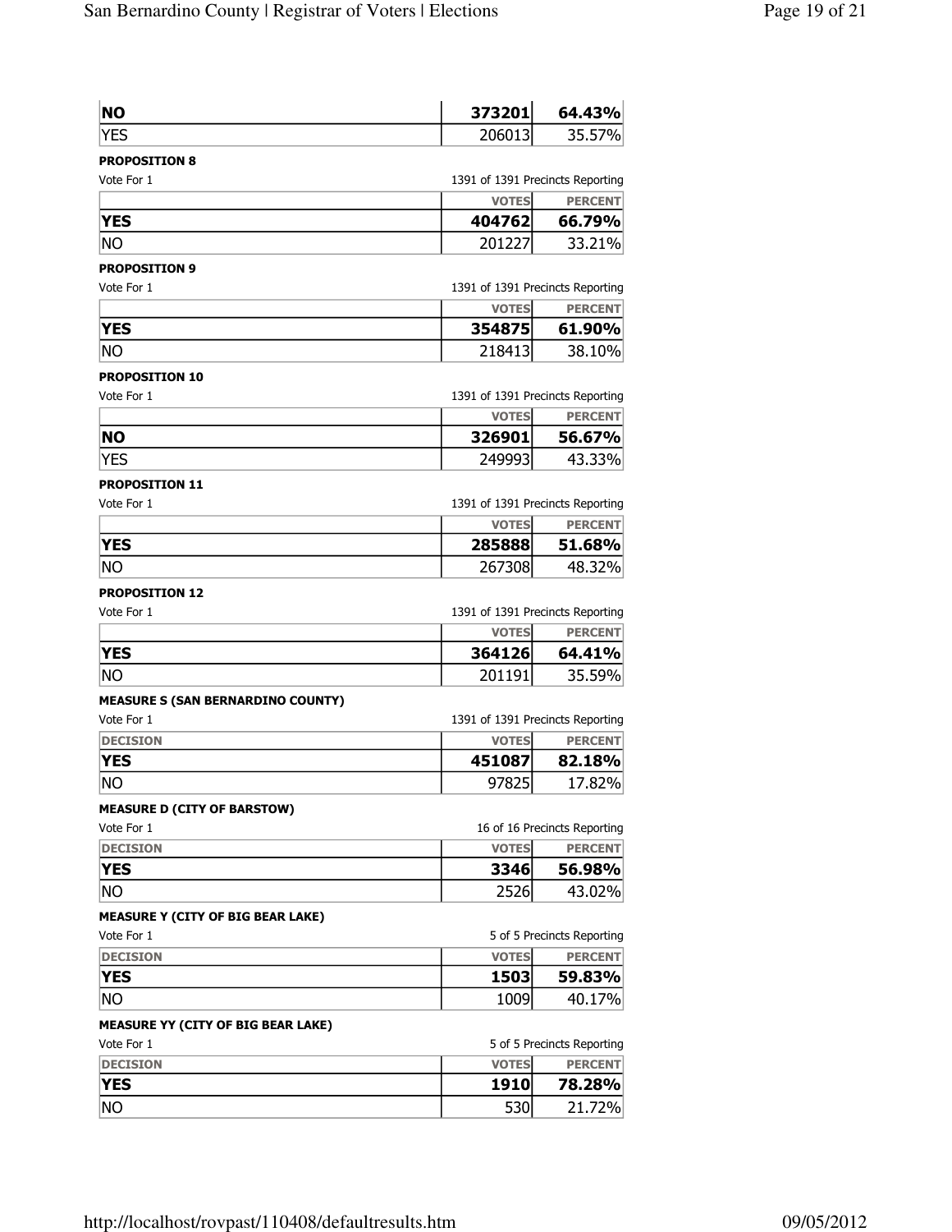| | | |
|---|---|---|
| **NO** | **373201** | **64.43%** |
| YES | 206013 | 35.57% |

**PROPOSITION 8**

Vote For 1 — 1391 of 1391 Precincts Reporting

| | VOTES | PERCENT |
|---|---|---|
| **YES** | **404762** | **66.79%** |
| NO | 201227 | 33.21% |

**PROPOSITION 9**

Vote For 1 — 1391 of 1391 Precincts Reporting

| | VOTES | PERCENT |
|---|---|---|
| **YES** | **354875** | **61.90%** |
| NO | 218413 | 38.10% |

**PROPOSITION 10**

Vote For 1 — 1391 of 1391 Precincts Reporting

| | VOTES | PERCENT |
|---|---|---|
| **NO** | **326901** | **56.67%** |
| YES | 249993 | 43.33% |

**PROPOSITION 11**

Vote For 1 — 1391 of 1391 Precincts Reporting

| | VOTES | PERCENT |
|---|---|---|
| **YES** | **285888** | **51.68%** |
| NO | 267308 | 48.32% |

**PROPOSITION 12**

Vote For 1 — 1391 of 1391 Precincts Reporting

| | VOTES | PERCENT |
|---|---|---|
| **YES** | **364126** | **64.41%** |
| NO | 201191 | 35.59% |

**MEASURE S (SAN BERNARDINO COUNTY)**

Vote For 1 — 1391 of 1391 Precincts Reporting

| DECISION | VOTES | PERCENT |
|---|---|---|
| **YES** | **451087** | **82.18%** |
| NO | 97825 | 17.82% |

**MEASURE D (CITY OF BARSTOW)**

Vote For 1 — 16 of 16 Precincts Reporting

| DECISION | VOTES | PERCENT |
|---|---|---|
| **YES** | **3346** | **56.98%** |
| NO | 2526 | 43.02% |

**MEASURE Y (CITY OF BIG BEAR LAKE)**

Vote For 1 — 5 of 5 Precincts Reporting

| DECISION | VOTES | PERCENT |
|---|---|---|
| **YES** | **1503** | **59.83%** |
| NO | 1009 | 40.17% |

**MEASURE YY (CITY OF BIG BEAR LAKE)**

Vote For 1 — 5 of 5 Precincts Reporting

| DECISION | VOTES | PERCENT |
|---|---|---|
| **YES** | **1910** | **78.28%** |
| NO | 530 | 21.72% |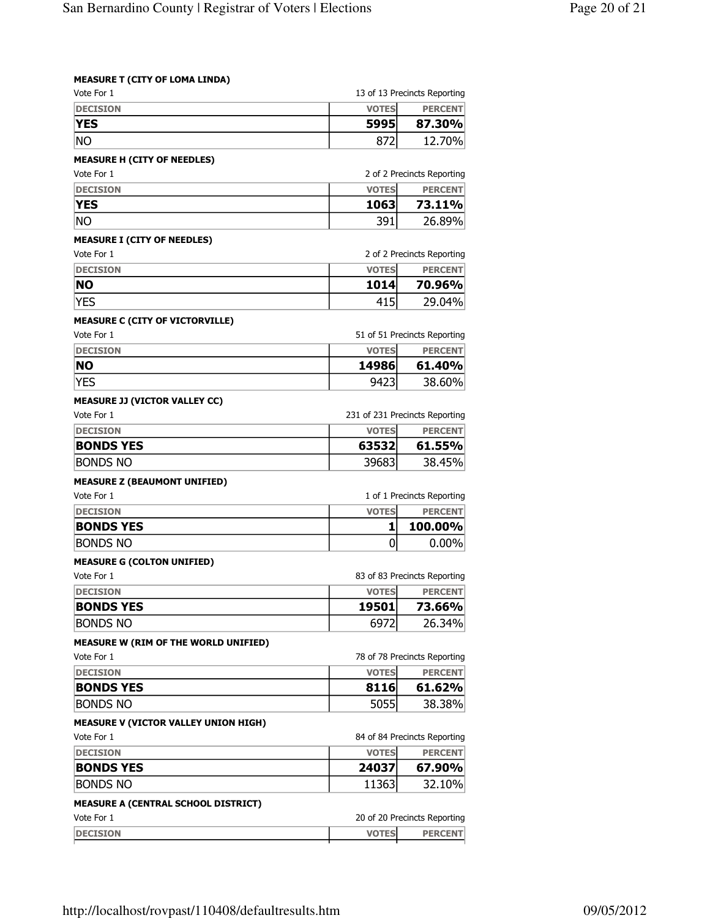**MEASURE T (CITY OF LOMA LINDA)**

Vote For 1 — 13 of 13 Precincts Reporting

| DECISION | VOTES | PERCENT |
|---|---|---|
| **YES** | **5995** | **87.30%** |
| NO | 872 | 12.70% |

**MEASURE H (CITY OF NEEDLES)**

Vote For 1 — 2 of 2 Precincts Reporting

| DECISION | VOTES | PERCENT |
|---|---|---|
| **YES** | **1063** | **73.11%** |
| NO | 391 | 26.89% |

**MEASURE I (CITY OF NEEDLES)**

Vote For 1 — 2 of 2 Precincts Reporting

| DECISION | VOTES | PERCENT |
|---|---|---|
| **NO** | **1014** | **70.96%** |
| YES | 415 | 29.04% |

**MEASURE C (CITY OF VICTORVILLE)**

Vote For 1 — 51 of 51 Precincts Reporting

| DECISION | VOTES | PERCENT |
|---|---|---|
| **NO** | **14986** | **61.40%** |
| YES | 9423 | 38.60% |

**MEASURE JJ (VICTOR VALLEY CC)**

Vote For 1 — 231 of 231 Precincts Reporting

| DECISION | VOTES | PERCENT |
|---|---|---|
| **BONDS YES** | **63532** | **61.55%** |
| BONDS NO | 39683 | 38.45% |

**MEASURE Z (BEAUMONT UNIFIED)**

Vote For 1 — 1 of 1 Precincts Reporting

| DECISION | VOTES | PERCENT |
|---|---|---|
| **BONDS YES** | **1** | **100.00%** |
| BONDS NO | 0 | 0.00% |

**MEASURE G (COLTON UNIFIED)**

Vote For 1 — 83 of 83 Precincts Reporting

| DECISION | VOTES | PERCENT |
|---|---|---|
| **BONDS YES** | **19501** | **73.66%** |
| BONDS NO | 6972 | 26.34% |

**MEASURE W (RIM OF THE WORLD UNIFIED)**

Vote For 1 — 78 of 78 Precincts Reporting

| DECISION | VOTES | PERCENT |
|---|---|---|
| **BONDS YES** | **8116** | **61.62%** |
| BONDS NO | 5055 | 38.38% |

**MEASURE V (VICTOR VALLEY UNION HIGH)**

Vote For 1 — 84 of 84 Precincts Reporting

| DECISION | VOTES | PERCENT |
|---|---|---|
| **BONDS YES** | **24037** | **67.90%** |
| BONDS NO | 11363 | 32.10% |

**MEASURE A (CENTRAL SCHOOL DISTRICT)**

Vote For 1 — 20 of 20 Precincts Reporting

| DECISION | VOTES | PERCENT |
|---|---|---|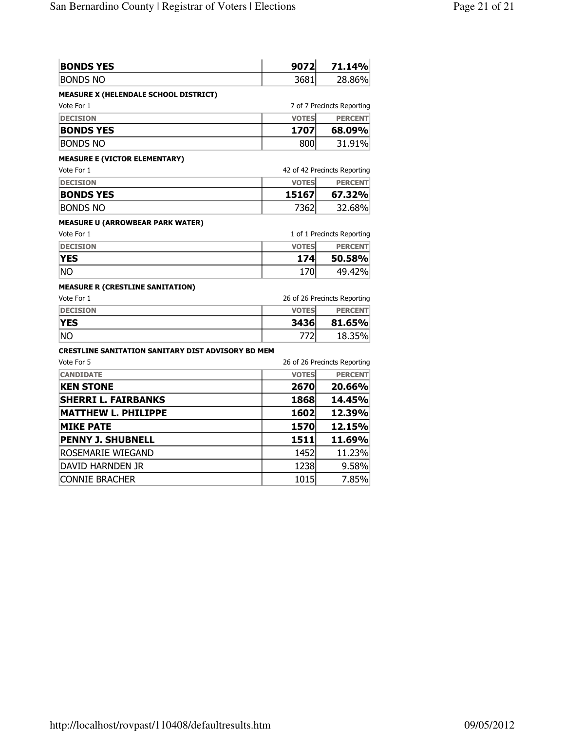| | | |
|---|---|---|
| **BONDS YES** | **9072** | **71.14%** |
| BONDS NO | 3681 | 28.86% |

**MEASURE X (HELENDALE SCHOOL DISTRICT)**

Vote For 1 — 7 of 7 Precincts Reporting

| DECISION | VOTES | PERCENT |
|---|---|---|
| **BONDS YES** | **1707** | **68.09%** |
| BONDS NO | 800 | 31.91% |

**MEASURE E (VICTOR ELEMENTARY)**

Vote For 1 — 42 of 42 Precincts Reporting

| DECISION | VOTES | PERCENT |
|---|---|---|
| **BONDS YES** | **15167** | **67.32%** |
| BONDS NO | 7362 | 32.68% |

**MEASURE U (ARROWBEAR PARK WATER)**

Vote For 1 — 1 of 1 Precincts Reporting

| DECISION | VOTES | PERCENT |
|---|---|---|
| **YES** | **174** | **50.58%** |
| NO | 170 | 49.42% |

**MEASURE R (CRESTLINE SANITATION)**

Vote For 1 — 26 of 26 Precincts Reporting

| DECISION | VOTES | PERCENT |
|---|---|---|
| **YES** | **3436** | **81.65%** |
| NO | 772 | 18.35% |

**CRESTLINE SANITATION SANITARY DIST ADVISORY BD MEM**

Vote For 5 — 26 of 26 Precincts Reporting

| CANDIDATE | VOTES | PERCENT |
|---|---|---|
| **KEN STONE** | **2670** | **20.66%** |
| **SHERRI L. FAIRBANKS** | **1868** | **14.45%** |
| **MATTHEW L. PHILIPPE** | **1602** | **12.39%** |
| **MIKE PATE** | **1570** | **12.15%** |
| **PENNY J. SHUBNELL** | **1511** | **11.69%** |
| ROSEMARIE WIEGAND | 1452 | 11.23% |
| DAVID HARNDEN JR | 1238 | 9.58% |
| CONNIE BRACHER | 1015 | 7.85% |